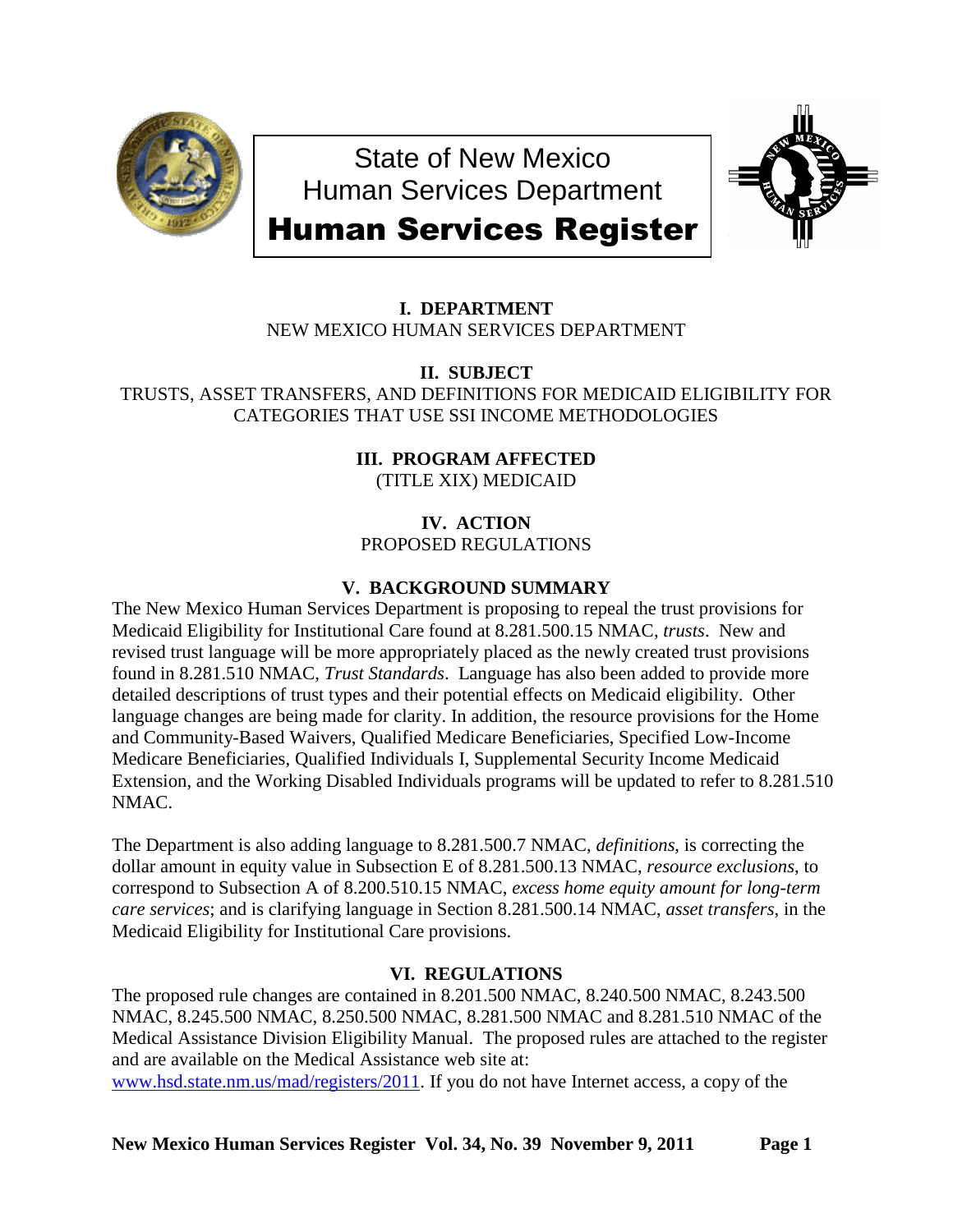# State of New Mexico
# Human Services Department
# Human Services Register

### I. DEPARTMENT

NEW MEXICO HUMAN SERVICES DEPARTMENT

### II. SUBJECT

TRUSTS, ASSET TRANSFERS, AND DEFINITIONS FOR MEDICAID ELIGIBILITY FOR CATEGORIES THAT USE SSI INCOME METHODOLOGIES

### III. PROGRAM AFFECTED

(TITLE XIX) MEDICAID

### IV. ACTION

PROPOSED REGULATIONS

### V. BACKGROUND SUMMARY

The New Mexico Human Services Department is proposing to repeal the trust provisions for Medicaid Eligibility for Institutional Care found at 8.281.500.15 NMAC, *trusts*. New and revised trust language will be more appropriately placed as the newly created trust provisions found in 8.281.510 NMAC, *Trust Standards*. Language has also been added to provide more detailed descriptions of trust types and their potential effects on Medicaid eligibility. Other language changes are being made for clarity. In addition, the resource provisions for the Home and Community-Based Waivers, Qualified Medicare Beneficiaries, Specified Low-Income Medicare Beneficiaries, Qualified Individuals I, Supplemental Security Income Medicaid Extension, and the Working Disabled Individuals programs will be updated to refer to 8.281.510 NMAC.

The Department is also adding language to 8.281.500.7 NMAC, *definitions*, is correcting the dollar amount in equity value in Subsection E of 8.281.500.13 NMAC, *resource exclusions*, to correspond to Subsection A of 8.200.510.15 NMAC, *excess home equity amount for long-term care services*; and is clarifying language in Section 8.281.500.14 NMAC, *asset transfers*, in the Medicaid Eligibility for Institutional Care provisions.

### VI. REGULATIONS

The proposed rule changes are contained in 8.201.500 NMAC, 8.240.500 NMAC, 8.243.500 NMAC, 8.245.500 NMAC, 8.250.500 NMAC, 8.281.500 NMAC and 8.281.510 NMAC of the Medical Assistance Division Eligibility Manual. The proposed rules are attached to the register and are available on the Medical Assistance web site at: [www.hsd.state.nm.us/mad/registers/2011](www.hsd.state.nm.us/mad/registers/2011). If you do not have Internet access, a copy of the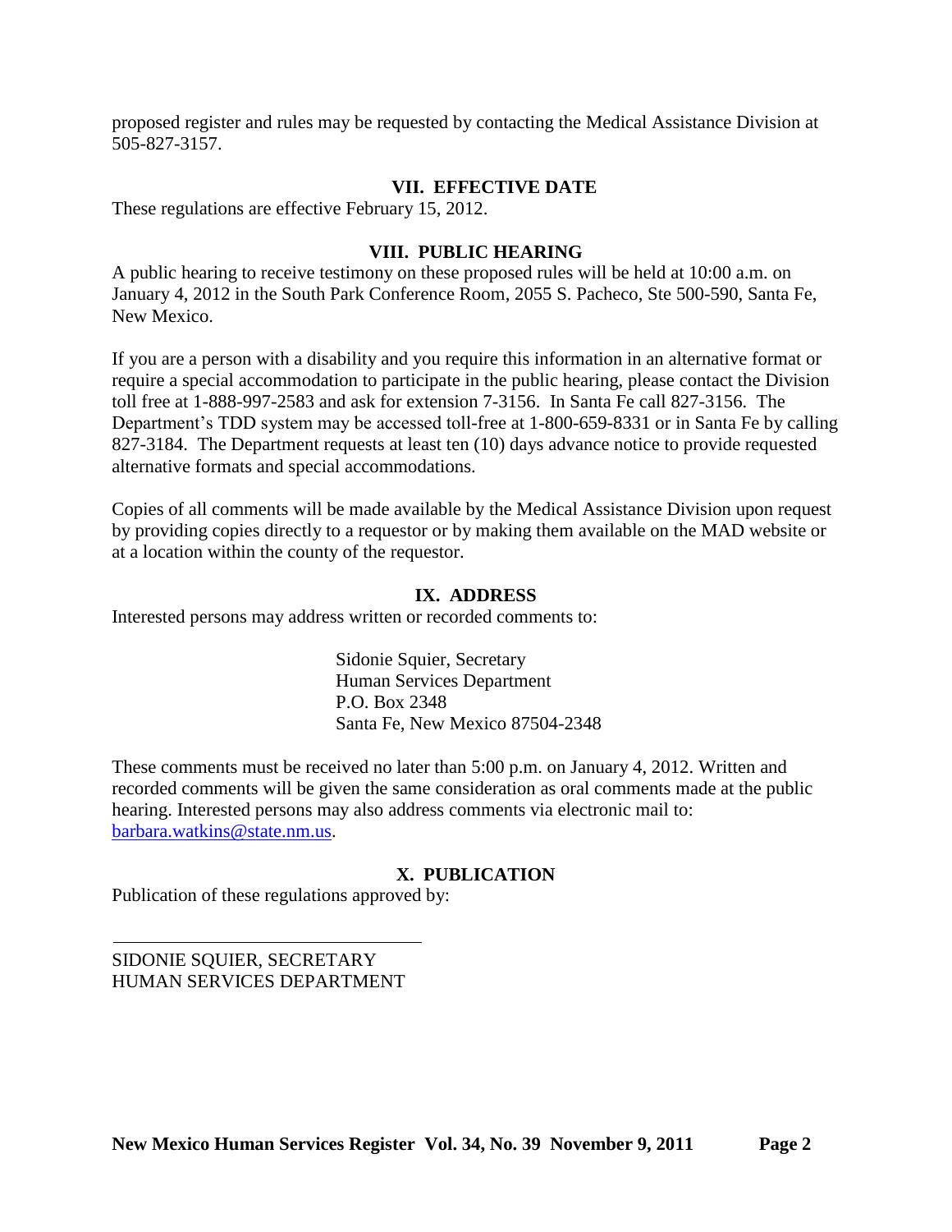proposed register and rules may be requested by contacting the Medical Assistance Division at 505-827-3157.

## VII. EFFECTIVE DATE

These regulations are effective February 15, 2012.

## VIII. PUBLIC HEARING

A public hearing to receive testimony on these proposed rules will be held at 10:00 a.m. on January 4, 2012 in the South Park Conference Room, 2055 S. Pacheco, Ste 500-590, Santa Fe, New Mexico.

If you are a person with a disability and you require this information in an alternative format or require a special accommodation to participate in the public hearing, please contact the Division toll free at 1-888-997-2583 and ask for extension 7-3156. In Santa Fe call 827-3156. The Department's TDD system may be accessed toll-free at 1-800-659-8331 or in Santa Fe by calling 827-3184. The Department requests at least ten (10) days advance notice to provide requested alternative formats and special accommodations.

Copies of all comments will be made available by the Medical Assistance Division upon request by providing copies directly to a requestor or by making them available on the MAD website or at a location within the county of the requestor.

## IX. ADDRESS

Interested persons may address written or recorded comments to:

> Sidonie Squier, Secretary
> Human Services Department
> P.O. Box 2348
> Santa Fe, New Mexico 87504-2348

These comments must be received no later than 5:00 p.m. on January 4, 2012. Written and recorded comments will be given the same consideration as oral comments made at the public hearing. Interested persons may also address comments via electronic mail to: barbara.watkins@state.nm.us.

## X. PUBLICATION

Publication of these regulations approved by:

\_\_\_\_\_\_\_\_\_\_\_\_\_\_\_\_\_\_\_\_\_\_\_\_\_\_\_\_\_\_\_\_\_\_

SIDONIE SQUIER, SECRETARY
HUMAN SERVICES DEPARTMENT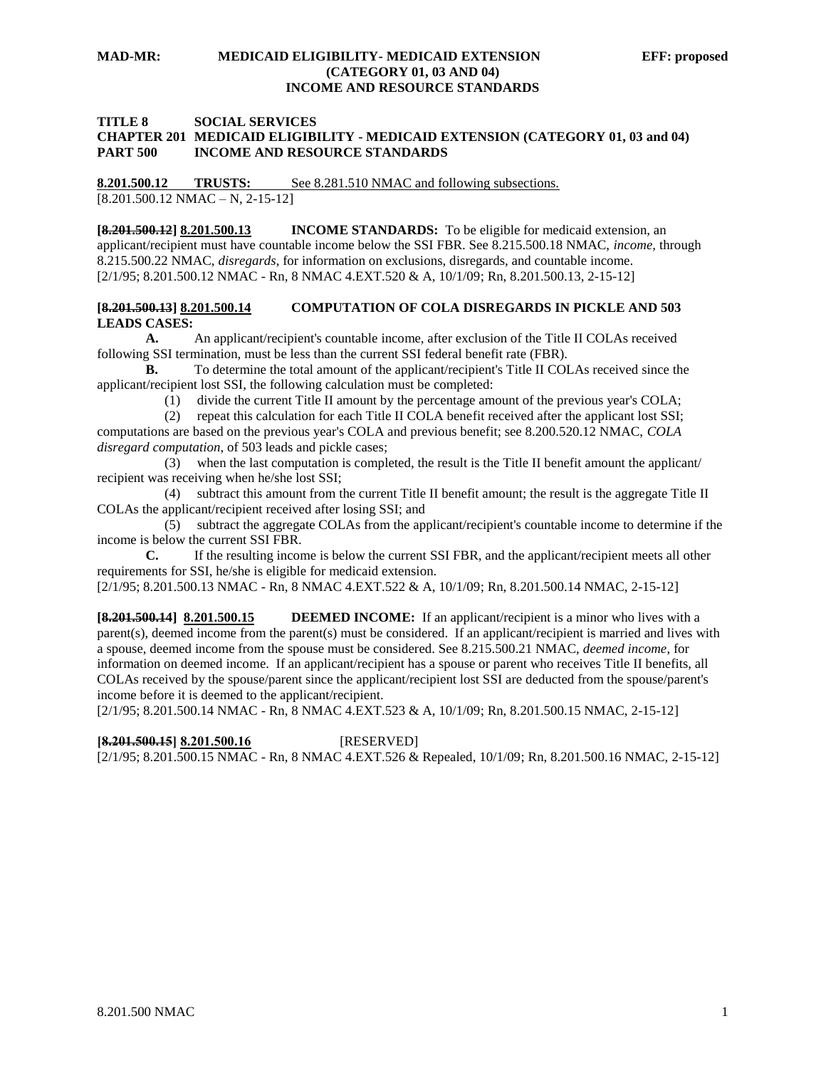**MAD-MR: MEDICAID ELIGIBILITY- MEDICAID EXTENSION (CATEGORY 01, 03 AND 04) INCOME AND RESOURCE STANDARDS EFF: proposed**

**TITLE 8 SOCIAL SERVICES**
**CHAPTER 201 MEDICAID ELIGIBILITY - MEDICAID EXTENSION (CATEGORY 01, 03 and 04)**
**PART 500 INCOME AND RESOURCE STANDARDS**

**8.201.500.12 TRUSTS:** See 8.281.510 NMAC and following subsections.
[8.201.500.12 NMAC – N, 2-15-12]

**[8.201.500.12] 8.201.500.13 INCOME STANDARDS:** To be eligible for medicaid extension, an applicant/recipient must have countable income below the SSI FBR. See 8.215.500.18 NMAC, *income*, through 8.215.500.22 NMAC, *disregards*, for information on exclusions, disregards, and countable income.
[2/1/95; 8.201.500.12 NMAC - Rn, 8 NMAC 4.EXT.520 & A, 10/1/09; Rn, 8.201.500.13, 2-15-12]

**[8.201.500.13] 8.201.500.14 COMPUTATION OF COLA DISREGARDS IN PICKLE AND 503 LEADS CASES:**

**A.** An applicant/recipient's countable income, after exclusion of the Title II COLAs received following SSI termination, must be less than the current SSI federal benefit rate (FBR).

**B.** To determine the total amount of the applicant/recipient's Title II COLAs received since the applicant/recipient lost SSI, the following calculation must be completed:

(1) divide the current Title II amount by the percentage amount of the previous year's COLA;

(2) repeat this calculation for each Title II COLA benefit received after the applicant lost SSI; computations are based on the previous year's COLA and previous benefit; see 8.200.520.12 NMAC, *COLA disregard computation*, of 503 leads and pickle cases;

(3) when the last computation is completed, the result is the Title II benefit amount the applicant/ recipient was receiving when he/she lost SSI;

(4) subtract this amount from the current Title II benefit amount; the result is the aggregate Title II COLAs the applicant/recipient received after losing SSI; and

(5) subtract the aggregate COLAs from the applicant/recipient's countable income to determine if the income is below the current SSI FBR.

**C.** If the resulting income is below the current SSI FBR, and the applicant/recipient meets all other requirements for SSI, he/she is eligible for medicaid extension.

[2/1/95; 8.201.500.13 NMAC - Rn, 8 NMAC 4.EXT.522 & A, 10/1/09; Rn, 8.201.500.14 NMAC, 2-15-12]

**[8.201.500.14] 8.201.500.15 DEEMED INCOME:** If an applicant/recipient is a minor who lives with a parent(s), deemed income from the parent(s) must be considered. If an applicant/recipient is married and lives with a spouse, deemed income from the spouse must be considered. See 8.215.500.21 NMAC, *deemed income*, for information on deemed income. If an applicant/recipient has a spouse or parent who receives Title II benefits, all COLAs received by the spouse/parent since the applicant/recipient lost SSI are deducted from the spouse/parent's income before it is deemed to the applicant/recipient.
[2/1/95; 8.201.500.14 NMAC - Rn, 8 NMAC 4.EXT.523 & A, 10/1/09; Rn, 8.201.500.15 NMAC, 2-15-12]

**[8.201.500.15] 8.201.500.16** [RESERVED]
[2/1/95; 8.201.500.15 NMAC - Rn, 8 NMAC 4.EXT.526 & Repealed, 10/1/09; Rn, 8.201.500.16 NMAC, 2-15-12]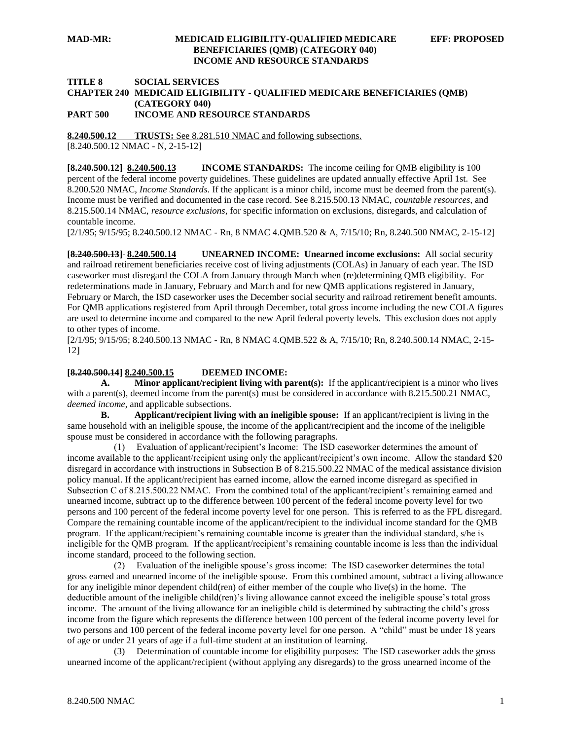**TITLE 8 SOCIAL SERVICES**
**CHAPTER 240 MEDICAID ELIGIBILITY - QUALIFIED MEDICARE BENEFICIARIES (QMB) (CATEGORY 040)**
**PART 500 INCOME AND RESOURCE STANDARDS**

**8.240.500.12 TRUSTS:** See 8.281.510 NMAC and following subsections.
[8.240.500.12 NMAC - N, 2-15-12]

**[~~8.240.500.12~~] 8.240.500.13 INCOME STANDARDS:** The income ceiling for QMB eligibility is 100 percent of the federal income poverty guidelines. These guidelines are updated annually effective April 1st. See 8.200.520 NMAC, *Income Standards*. If the applicant is a minor child, income must be deemed from the parent(s). Income must be verified and documented in the case record. See 8.215.500.13 NMAC, *countable resources*, and 8.215.500.14 NMAC, *resource exclusions*, for specific information on exclusions, disregards, and calculation of countable income.
[2/1/95; 9/15/95; 8.240.500.12 NMAC - Rn, 8 NMAC 4.QMB.520 & A, 7/15/10; Rn, 8.240.500 NMAC, 2-15-12]

**[~~8.240.500.13~~] 8.240.500.14 UNEARNED INCOME: Unearned income exclusions:** All social security and railroad retirement beneficiaries receive cost of living adjustments (COLAs) in January of each year. The ISD caseworker must disregard the COLA from January through March when (re)determining QMB eligibility. For redeterminations made in January, February and March and for new QMB applications registered in January, February or March, the ISD caseworker uses the December social security and railroad retirement benefit amounts. For QMB applications registered from April through December, total gross income including the new COLA figures are used to determine income and compared to the new April federal poverty levels. This exclusion does not apply to other types of income.
[2/1/95; 9/15/95; 8.240.500.13 NMAC - Rn, 8 NMAC 4.QMB.522 & A, 7/15/10; Rn, 8.240.500.14 NMAC, 2-15-12]

**[~~8.240.500.14~~] 8.240.500.15 DEEMED INCOME:**

**A. Minor applicant/recipient living with parent(s):** If the applicant/recipient is a minor who lives with a parent(s), deemed income from the parent(s) must be considered in accordance with 8.215.500.21 NMAC, *deemed income*, and applicable subsections.

**B. Applicant/recipient living with an ineligible spouse:** If an applicant/recipient is living in the same household with an ineligible spouse, the income of the applicant/recipient and the income of the ineligible spouse must be considered in accordance with the following paragraphs.

(1) Evaluation of applicant/recipient's Income: The ISD caseworker determines the amount of income available to the applicant/recipient using only the applicant/recipient's own income. Allow the standard $20 disregard in accordance with instructions in Subsection B of 8.215.500.22 NMAC of the medical assistance division policy manual. If the applicant/recipient has earned income, allow the earned income disregard as specified in Subsection C of 8.215.500.22 NMAC. From the combined total of the applicant/recipient's remaining earned and unearned income, subtract up to the difference between 100 percent of the federal income poverty level for two persons and 100 percent of the federal income poverty level for one person. This is referred to as the FPL disregard. Compare the remaining countable income of the applicant/recipient to the individual income standard for the QMB program. If the applicant/recipient's remaining countable income is greater than the individual standard, s/he is ineligible for the QMB program. If the applicant/recipient's remaining countable income is less than the individual income standard, proceed to the following section.

(2) Evaluation of the ineligible spouse's gross income: The ISD caseworker determines the total gross earned and unearned income of the ineligible spouse. From this combined amount, subtract a living allowance for any ineligible minor dependent child(ren) of either member of the couple who live(s) in the home. The deductible amount of the ineligible child(ren)'s living allowance cannot exceed the ineligible spouse's total gross income. The amount of the living allowance for an ineligible child is determined by subtracting the child's gross income from the figure which represents the difference between 100 percent of the federal income poverty level for two persons and 100 percent of the federal income poverty level for one person. A "child" must be under 18 years of age or under 21 years of age if a full-time student at an institution of learning.

(3) Determination of countable income for eligibility purposes: The ISD caseworker adds the gross unearned income of the applicant/recipient (without applying any disregards) to the gross unearned income of the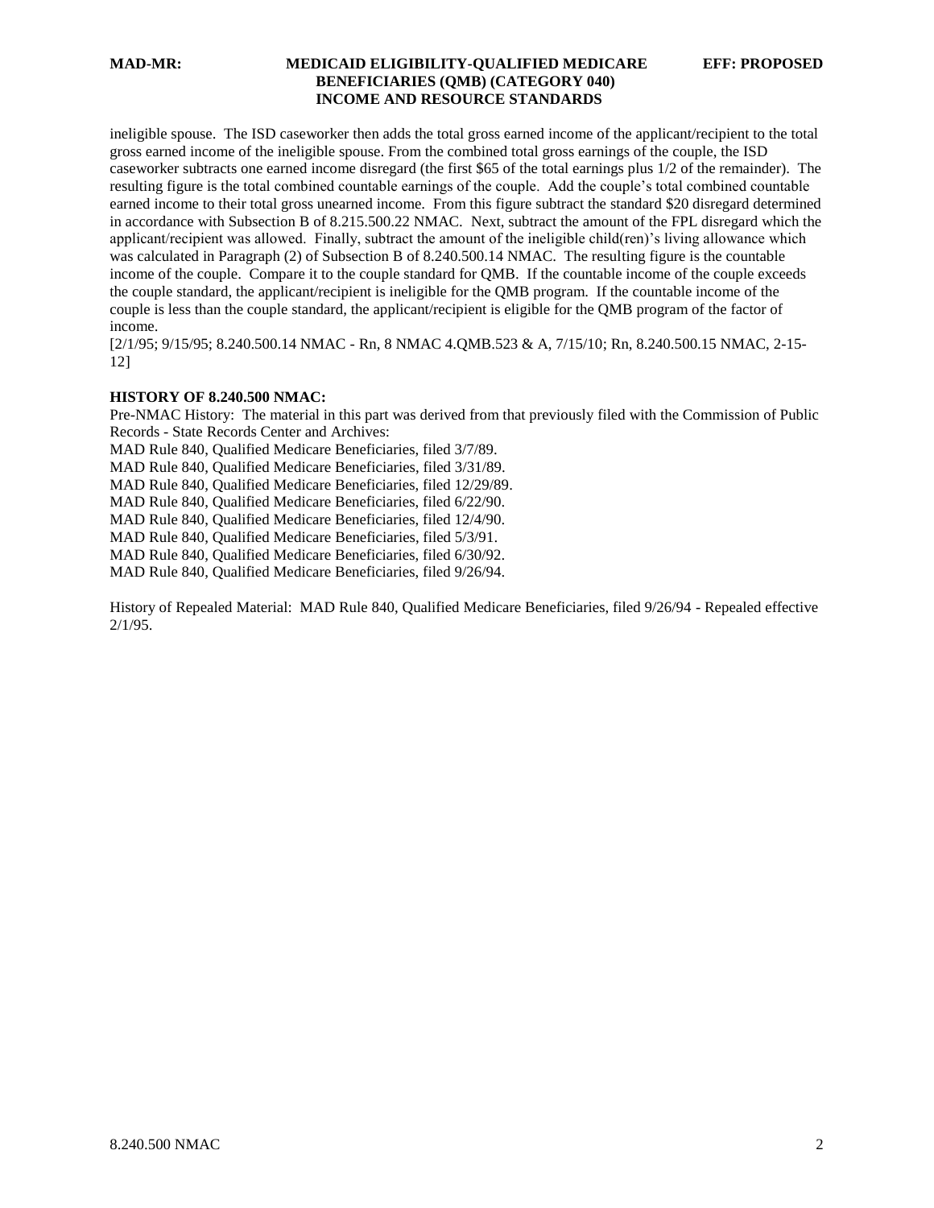ineligible spouse. The ISD caseworker then adds the total gross earned income of the applicant/recipient to the total gross earned income of the ineligible spouse. From the combined total gross earnings of the couple, the ISD caseworker subtracts one earned income disregard (the first $65 of the total earnings plus 1/2 of the remainder). The resulting figure is the total combined countable earnings of the couple. Add the couple's total combined countable earned income to their total gross unearned income. From this figure subtract the standard $20 disregard determined in accordance with Subsection B of 8.215.500.22 NMAC. Next, subtract the amount of the FPL disregard which the applicant/recipient was allowed. Finally, subtract the amount of the ineligible child(ren)'s living allowance which was calculated in Paragraph (2) of Subsection B of 8.240.500.14 NMAC. The resulting figure is the countable income of the couple. Compare it to the couple standard for QMB. If the countable income of the couple exceeds the couple standard, the applicant/recipient is ineligible for the QMB program. If the countable income of the couple is less than the couple standard, the applicant/recipient is eligible for the QMB program of the factor of income.

[2/1/95; 9/15/95; 8.240.500.14 NMAC - Rn, 8 NMAC 4.QMB.523 & A, 7/15/10; Rn, 8.240.500.15 NMAC, 2-15-12]

**HISTORY OF 8.240.500 NMAC:**

Pre-NMAC History: The material in this part was derived from that previously filed with the Commission of Public Records - State Records Center and Archives:

MAD Rule 840, Qualified Medicare Beneficiaries, filed 3/7/89.

MAD Rule 840, Qualified Medicare Beneficiaries, filed 3/31/89.

MAD Rule 840, Qualified Medicare Beneficiaries, filed 12/29/89.

MAD Rule 840, Qualified Medicare Beneficiaries, filed 6/22/90.

MAD Rule 840, Qualified Medicare Beneficiaries, filed 12/4/90.

MAD Rule 840, Qualified Medicare Beneficiaries, filed 5/3/91.

MAD Rule 840, Qualified Medicare Beneficiaries, filed 6/30/92.

MAD Rule 840, Qualified Medicare Beneficiaries, filed 9/26/94.

History of Repealed Material: MAD Rule 840, Qualified Medicare Beneficiaries, filed 9/26/94 - Repealed effective 2/1/95.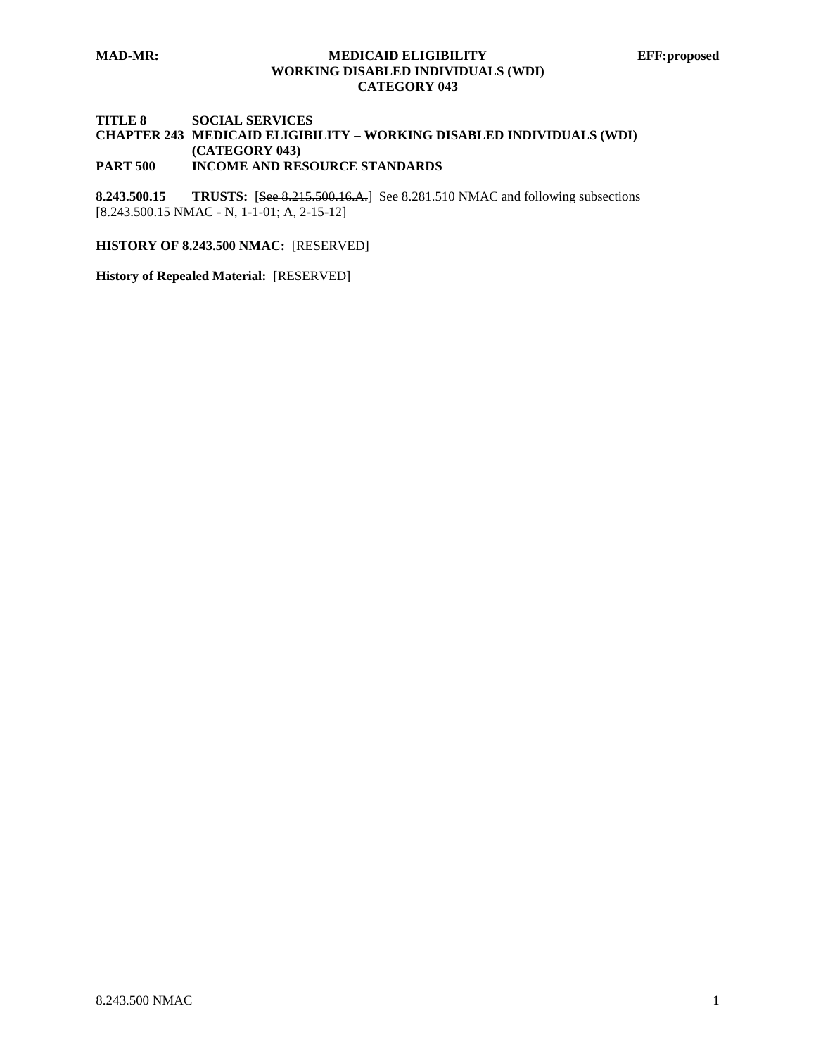**TITLE 8 SOCIAL SERVICES**
**CHAPTER 243 MEDICAID ELIGIBILITY – WORKING DISABLED INDIVIDUALS (WDI) (CATEGORY 043)**
**PART 500 INCOME AND RESOURCE STANDARDS**

**8.243.500.15 TRUSTS:** [~~See 8.215.500.16.A.~~] <u>See 8.281.510 NMAC and following subsections</u>
[8.243.500.15 NMAC - N, 1-1-01; A, 2-15-12]

**HISTORY OF 8.243.500 NMAC:** [RESERVED]

**History of Repealed Material:** [RESERVED]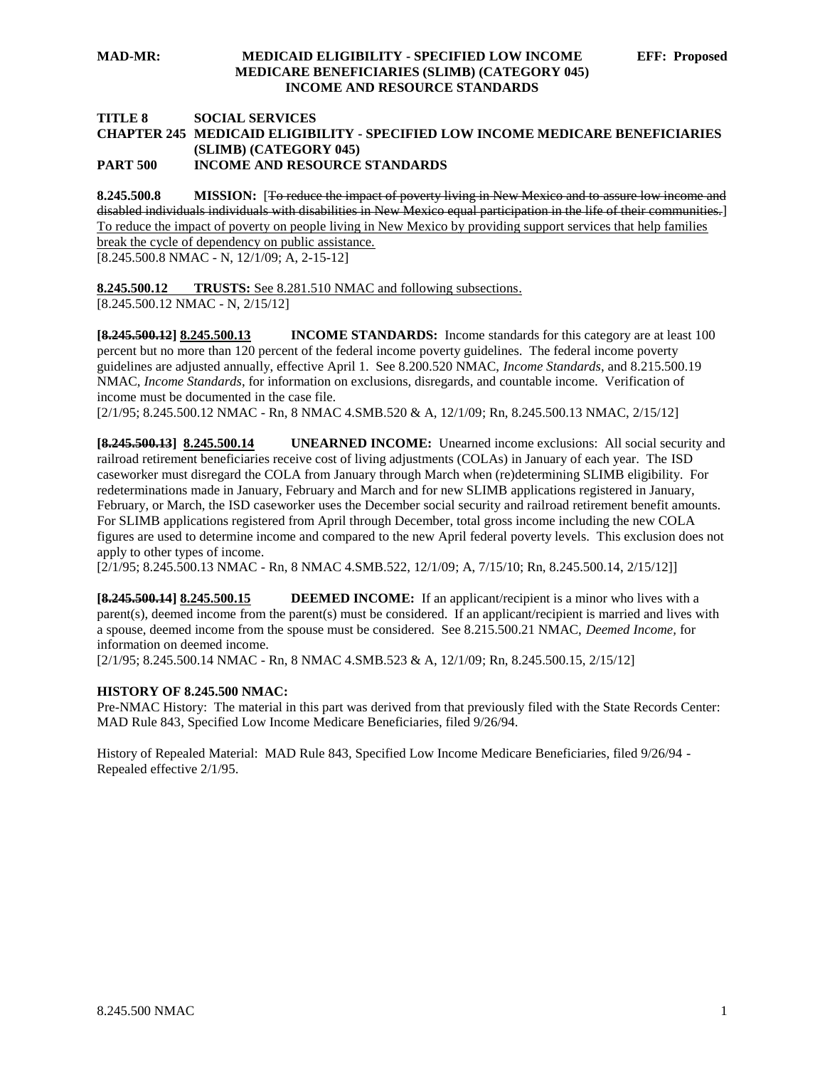**TITLE 8 SOCIAL SERVICES**
**CHAPTER 245 MEDICAID ELIGIBILITY - SPECIFIED LOW INCOME MEDICARE BENEFICIARIES (SLIMB) (CATEGORY 045)**
**PART 500 INCOME AND RESOURCE STANDARDS**

**8.245.500.8 MISSION:** [~~To reduce the impact of poverty living in New Mexico and to assure low income and disabled individuals individuals with disabilities in New Mexico equal participation in the life of their communities.~~] <u>To reduce the impact of poverty on people living in New Mexico by providing support services that help families break the cycle of dependency on public assistance.</u>
[8.245.500.8 NMAC - N, 12/1/09; A, 2-15-12]

<u>**8.245.500.12 TRUSTS:** See 8.281.510 NMAC and following subsections.</u>
<u>[8.245.500.12 NMAC - N, 2/15/12]</u>

**[~~8.245.500.12~~] <u>8.245.500.13</u> INCOME STANDARDS:** Income standards for this category are at least 100 percent but no more than 120 percent of the federal income poverty guidelines. The federal income poverty guidelines are adjusted annually, effective April 1. See 8.200.520 NMAC, *Income Standards*, and 8.215.500.19 NMAC, *Income Standards*, for information on exclusions, disregards, and countable income. Verification of income must be documented in the case file.
[2/1/95; 8.245.500.12 NMAC - Rn, 8 NMAC 4.SMB.520 & A, 12/1/09; Rn, 8.245.500.13 NMAC, 2/15/12]

**[~~8.245.500.13~~] <u>8.245.500.14</u> UNEARNED INCOME:** Unearned income exclusions: All social security and railroad retirement beneficiaries receive cost of living adjustments (COLAs) in January of each year. The ISD caseworker must disregard the COLA from January through March when (re)determining SLIMB eligibility. For redeterminations made in January, February and March and for new SLIMB applications registered in January, February, or March, the ISD caseworker uses the December social security and railroad retirement benefit amounts. For SLIMB applications registered from April through December, total gross income including the new COLA figures are used to determine income and compared to the new April federal poverty levels. This exclusion does not apply to other types of income.
[2/1/95; 8.245.500.13 NMAC - Rn, 8 NMAC 4.SMB.522, 12/1/09; A, 7/15/10; Rn, 8.245.500.14, 2/15/12]]

**[~~8.245.500.14~~] <u>8.245.500.15</u> DEEMED INCOME:** If an applicant/recipient is a minor who lives with a parent(s), deemed income from the parent(s) must be considered. If an applicant/recipient is married and lives with a spouse, deemed income from the spouse must be considered. See 8.215.500.21 NMAC, *Deemed Income*, for information on deemed income.
[2/1/95; 8.245.500.14 NMAC - Rn, 8 NMAC 4.SMB.523 & A, 12/1/09; Rn, 8.245.500.15, 2/15/12]

**HISTORY OF 8.245.500 NMAC:**
Pre-NMAC History: The material in this part was derived from that previously filed with the State Records Center: MAD Rule 843, Specified Low Income Medicare Beneficiaries, filed 9/26/94.

History of Repealed Material: MAD Rule 843, Specified Low Income Medicare Beneficiaries, filed 9/26/94 - Repealed effective 2/1/95.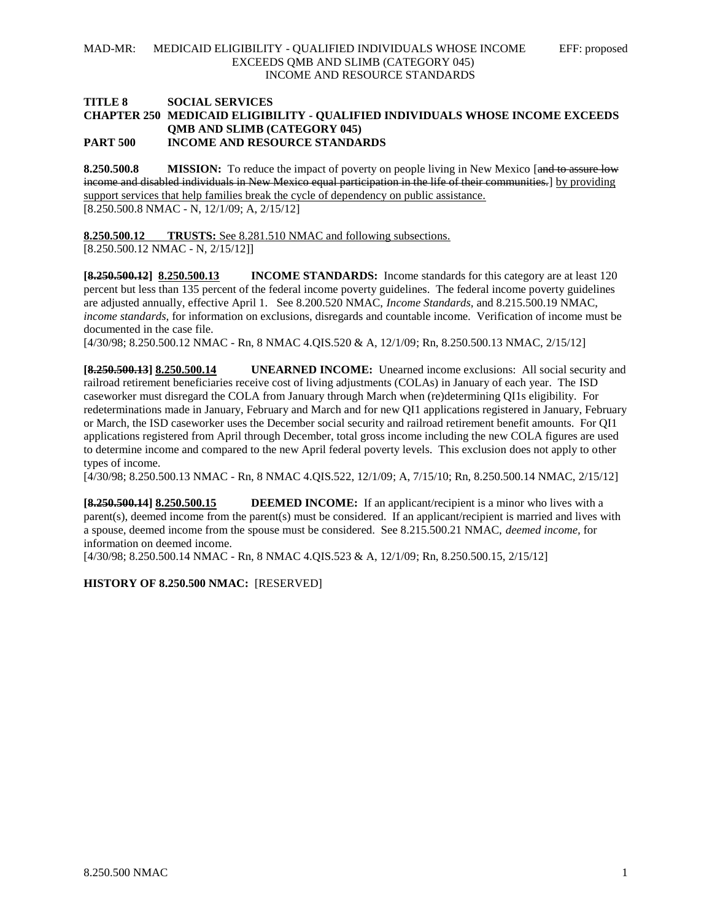**TITLE 8 SOCIAL SERVICES**
**CHAPTER 250 MEDICAID ELIGIBILITY - QUALIFIED INDIVIDUALS WHOSE INCOME EXCEEDS QMB AND SLIMB (CATEGORY 045)**
**PART 500 INCOME AND RESOURCE STANDARDS**

**8.250.500.8 MISSION:** To reduce the impact of poverty on people living in New Mexico [~~and to assure low income and disabled individuals in New Mexico equal participation in the life of their communities.~~] <u>by providing support services that help families break the cycle of dependency on public assistance.</u>
[8.250.500.8 NMAC - N, 12/1/09; A, 2/15/12]

<u>**8.250.500.12 TRUSTS:** See 8.281.510 NMAC and following subsections.</u>
[8.250.500.12 NMAC - N, 2/15/12]]

**[~~8.250.500.12~~] <u>8.250.500.13</u> INCOME STANDARDS:** Income standards for this category are at least 120 percent but less than 135 percent of the federal income poverty guidelines. The federal income poverty guidelines are adjusted annually, effective April 1. See 8.200.520 NMAC, *Income Standards,* and 8.215.500.19 NMAC, *income standards,* for information on exclusions, disregards and countable income. Verification of income must be documented in the case file.
[4/30/98; 8.250.500.12 NMAC - Rn, 8 NMAC 4.QIS.520 & A, 12/1/09; Rn, 8.250.500.13 NMAC, 2/15/12]

**[~~8.250.500.13~~] <u>8.250.500.14</u> UNEARNED INCOME:** Unearned income exclusions: All social security and railroad retirement beneficiaries receive cost of living adjustments (COLAs) in January of each year. The ISD caseworker must disregard the COLA from January through March when (re)determining QI1s eligibility. For redeterminations made in January, February and March and for new QI1 applications registered in January, February or March, the ISD caseworker uses the December social security and railroad retirement benefit amounts. For QI1 applications registered from April through December, total gross income including the new COLA figures are used to determine income and compared to the new April federal poverty levels. This exclusion does not apply to other types of income.
[4/30/98; 8.250.500.13 NMAC - Rn, 8 NMAC 4.QIS.522, 12/1/09; A, 7/15/10; Rn, 8.250.500.14 NMAC, 2/15/12]

**[~~8.250.500.14~~] <u>8.250.500.15</u> DEEMED INCOME:** If an applicant/recipient is a minor who lives with a parent(s), deemed income from the parent(s) must be considered. If an applicant/recipient is married and lives with a spouse, deemed income from the spouse must be considered. See 8.215.500.21 NMAC, *deemed income,* for information on deemed income.
[4/30/98; 8.250.500.14 NMAC - Rn, 8 NMAC 4.QIS.523 & A, 12/1/09; Rn, 8.250.500.15, 2/15/12]

**HISTORY OF 8.250.500 NMAC:** [RESERVED]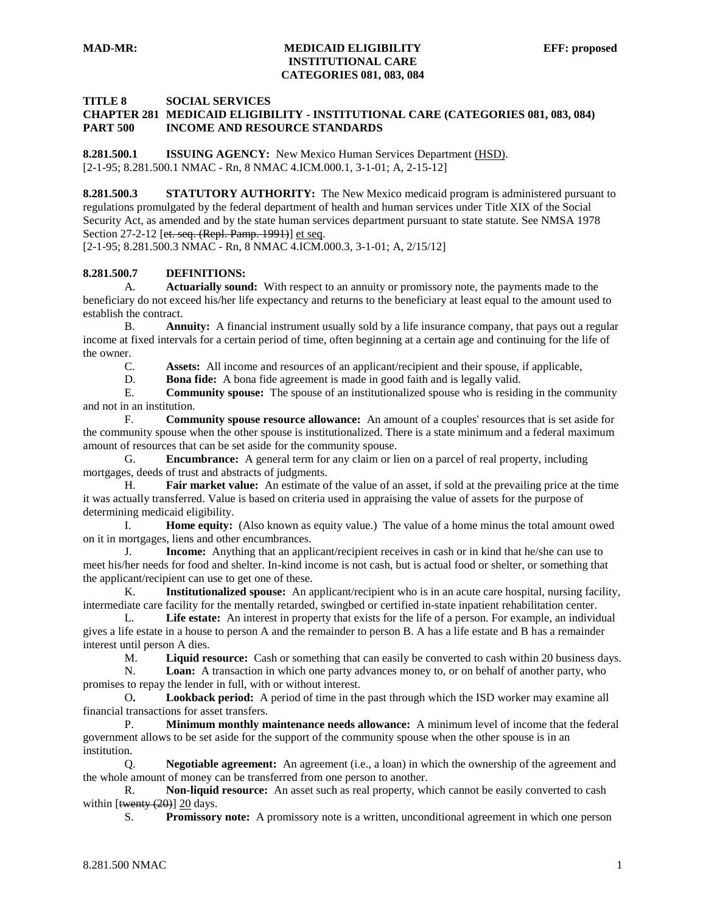**MAD-MR: MEDICAID ELIGIBILITY EFF: proposed**
**INSTITUTIONAL CARE**
**CATEGORIES 081, 083, 084**

**TITLE 8 SOCIAL SERVICES**
**CHAPTER 281 MEDICAID ELIGIBILITY - INSTITUTIONAL CARE (CATEGORIES 081, 083, 084)**
**PART 500 INCOME AND RESOURCE STANDARDS**

**8.281.500.1 ISSUING AGENCY:** New Mexico Human Services Department (HSD).
[2-1-95; 8.281.500.1 NMAC - Rn, 8 NMAC 4.ICM.000.1, 3-1-01; A, 2-15-12]

**8.281.500.3 STATUTORY AUTHORITY:** The New Mexico medicaid program is administered pursuant to regulations promulgated by the federal department of health and human services under Title XIX of the Social Security Act, as amended and by the state human services department pursuant to state statute. See NMSA 1978 Section 27-2-12 [~~et. seq. (Repl. Pamp. 1991)~~] et seq.
[2-1-95; 8.281.500.3 NMAC - Rn, 8 NMAC 4.ICM.000.3, 3-1-01; A, 2/15/12]

**8.281.500.7 DEFINITIONS:**

A. **Actuarially sound:** With respect to an annuity or promissory note, the payments made to the beneficiary do not exceed his/her life expectancy and returns to the beneficiary at least equal to the amount used to establish the contract.

B. **Annuity:** A financial instrument usually sold by a life insurance company, that pays out a regular income at fixed intervals for a certain period of time, often beginning at a certain age and continuing for the life of the owner.

C. **Assets:** All income and resources of an applicant/recipient and their spouse, if applicable,

D. **Bona fide:** A bona fide agreement is made in good faith and is legally valid.

E. **Community spouse:** The spouse of an institutionalized spouse who is residing in the community and not in an institution.

F. **Community spouse resource allowance:** An amount of a couples' resources that is set aside for the community spouse when the other spouse is institutionalized. There is a state minimum and a federal maximum amount of resources that can be set aside for the community spouse.

G. **Encumbrance:** A general term for any claim or lien on a parcel of real property, including mortgages, deeds of trust and abstracts of judgments.

H. **Fair market value:** An estimate of the value of an asset, if sold at the prevailing price at the time it was actually transferred. Value is based on criteria used in appraising the value of assets for the purpose of determining medicaid eligibility.

I. **Home equity:** (Also known as equity value.) The value of a home minus the total amount owed on it in mortgages, liens and other encumbrances.

J. **Income:** Anything that an applicant/recipient receives in cash or in kind that he/she can use to meet his/her needs for food and shelter. In-kind income is not cash, but is actual food or shelter, or something that the applicant/recipient can use to get one of these.

K. **Institutionalized spouse:** An applicant/recipient who is in an acute care hospital, nursing facility, intermediate care facility for the mentally retarded, swingbed or certified in-state inpatient rehabilitation center.

L. **Life estate:** An interest in property that exists for the life of a person. For example, an individual gives a life estate in a house to person A and the remainder to person B. A has a life estate and B has a remainder interest until person A dies.

M. **Liquid resource:** Cash or something that can easily be converted to cash within 20 business days.

N. **Loan:** A transaction in which one party advances money to, or on behalf of another party, who promises to repay the lender in full, with or without interest.

O**.** **Lookback period:** A period of time in the past through which the ISD worker may examine all financial transactions for asset transfers.

P. **Minimum monthly maintenance needs allowance:** A minimum level of income that the federal government allows to be set aside for the support of the community spouse when the other spouse is in an institution.

Q. **Negotiable agreement:** An agreement (i.e., a loan) in which the ownership of the agreement and the whole amount of money can be transferred from one person to another.

R. **Non-liquid resource:** An asset such as real property, which cannot be easily converted to cash within [~~twenty (20)~~] 20 days.

S. **Promissory note:** A promissory note is a written, unconditional agreement in which one person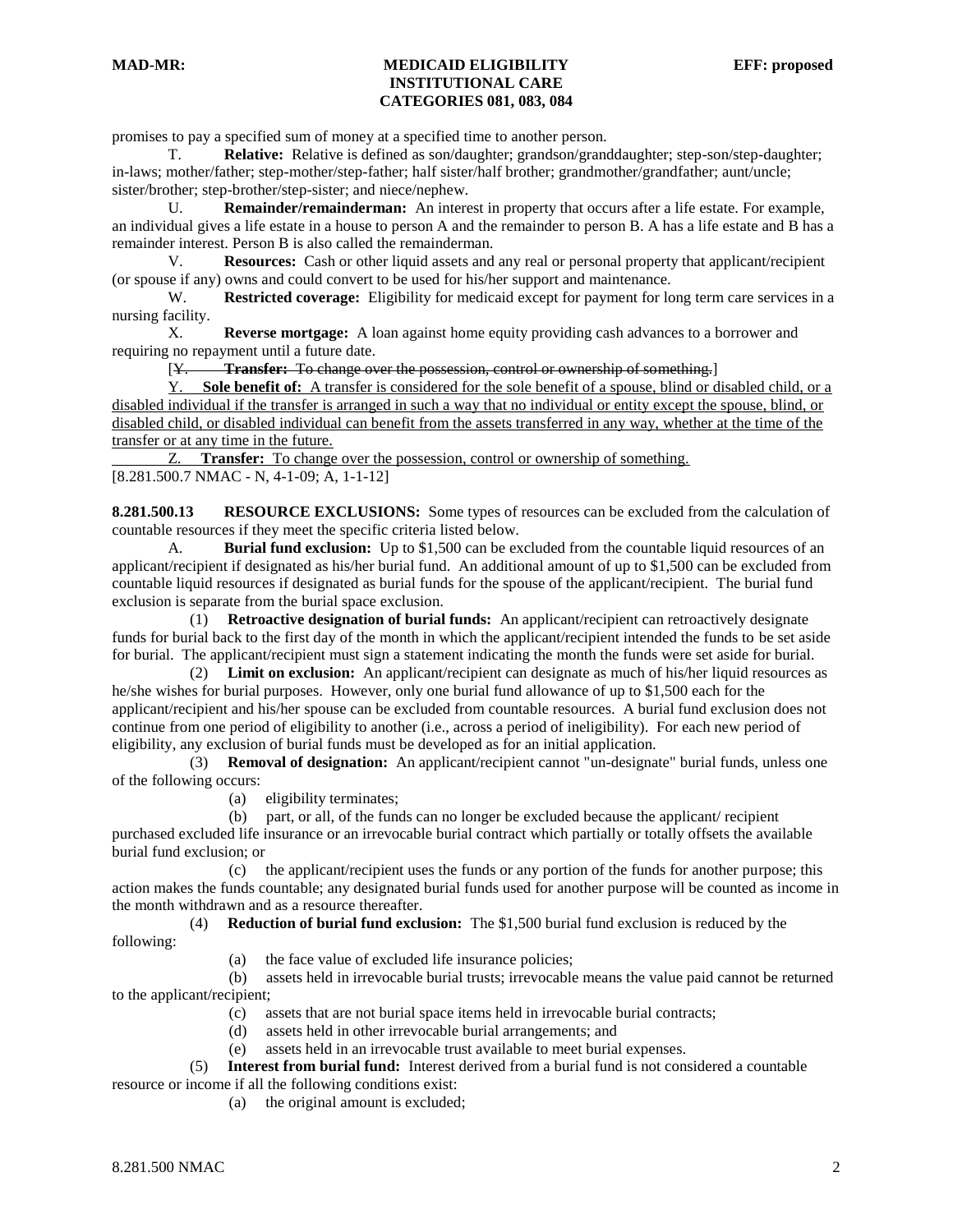promises to pay a specified sum of money at a specified time to another person.

T. **Relative:** Relative is defined as son/daughter; grandson/granddaughter; step-son/step-daughter; in-laws; mother/father; step-mother/step-father; half sister/half brother; grandmother/grandfather; aunt/uncle; sister/brother; step-brother/step-sister; and niece/nephew.

U. **Remainder/remainderman:** An interest in property that occurs after a life estate. For example, an individual gives a life estate in a house to person A and the remainder to person B. A has a life estate and B has a remainder interest. Person B is also called the remainderman.

V. **Resources:** Cash or other liquid assets and any real or personal property that applicant/recipient (or spouse if any) owns and could convert to be used for his/her support and maintenance.

W. **Restricted coverage:** Eligibility for medicaid except for payment for long term care services in a nursing facility.

X. **Reverse mortgage:** A loan against home equity providing cash advances to a borrower and requiring no repayment until a future date.

[~~Y. **Transfer:** To change over the possession, control or ownership of something.~~]

<u>Y. **Sole benefit of:** A transfer is considered for the sole benefit of a spouse, blind or disabled child, or a disabled individual if the transfer is arranged in such a way that no individual or entity except the spouse, blind, or disabled child, or disabled individual can benefit from the assets transferred in any way, whether at the time of the transfer or at any time in the future.</u>

<u>Z. **Transfer:** To change over the possession, control or ownership of something.</u>

[8.281.500.7 NMAC - N, 4-1-09; A, 1-1-12]

**8.281.500.13 RESOURCE EXCLUSIONS:** Some types of resources can be excluded from the calculation of countable resources if they meet the specific criteria listed below.

A. **Burial fund exclusion:** Up to $1,500 can be excluded from the countable liquid resources of an applicant/recipient if designated as his/her burial fund. An additional amount of up to $1,500 can be excluded from countable liquid resources if designated as burial funds for the spouse of the applicant/recipient. The burial fund exclusion is separate from the burial space exclusion.

(1) **Retroactive designation of burial funds:** An applicant/recipient can retroactively designate funds for burial back to the first day of the month in which the applicant/recipient intended the funds to be set aside for burial. The applicant/recipient must sign a statement indicating the month the funds were set aside for burial.

(2) **Limit on exclusion:** An applicant/recipient can designate as much of his/her liquid resources as he/she wishes for burial purposes. However, only one burial fund allowance of up to $1,500 each for the applicant/recipient and his/her spouse can be excluded from countable resources. A burial fund exclusion does not continue from one period of eligibility to another (i.e., across a period of ineligibility). For each new period of eligibility, any exclusion of burial funds must be developed as for an initial application.

(3) **Removal of designation:** An applicant/recipient cannot "un-designate" burial funds, unless one of the following occurs:

(a) eligibility terminates;

(b) part, or all, of the funds can no longer be excluded because the applicant/ recipient purchased excluded life insurance or an irrevocable burial contract which partially or totally offsets the available burial fund exclusion; or

(c) the applicant/recipient uses the funds or any portion of the funds for another purpose; this action makes the funds countable; any designated burial funds used for another purpose will be counted as income in the month withdrawn and as a resource thereafter.

(4) **Reduction of burial fund exclusion:** The $1,500 burial fund exclusion is reduced by the following:

(a) the face value of excluded life insurance policies;

(b) assets held in irrevocable burial trusts; irrevocable means the value paid cannot be returned to the applicant/recipient;

(c) assets that are not burial space items held in irrevocable burial contracts;

(d) assets held in other irrevocable burial arrangements; and

(e) assets held in an irrevocable trust available to meet burial expenses.

(5) **Interest from burial fund:** Interest derived from a burial fund is not considered a countable resource or income if all the following conditions exist:

(a) the original amount is excluded;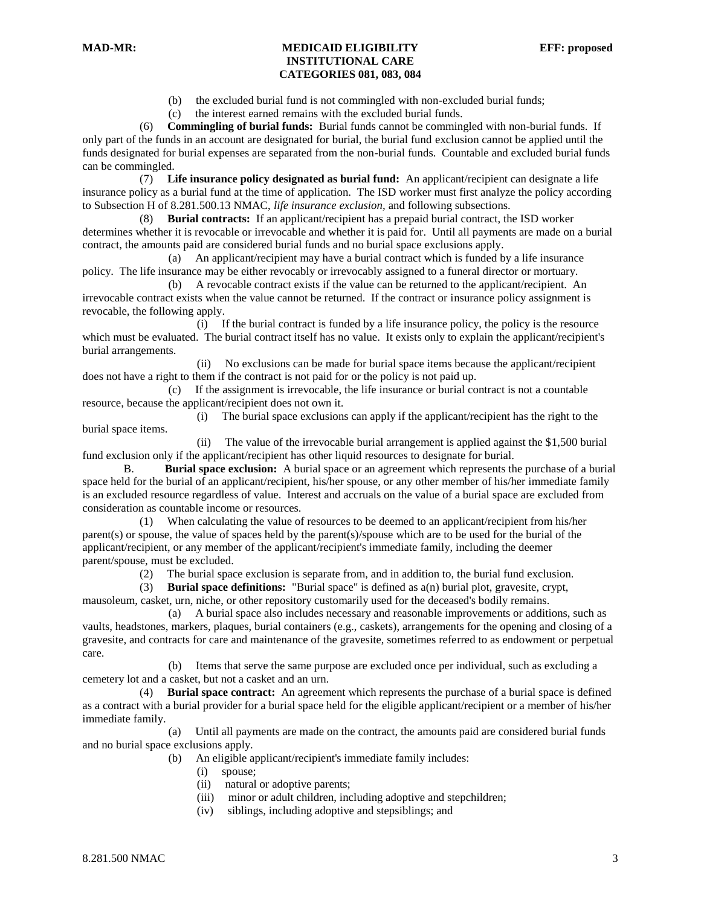(b) the excluded burial fund is not commingled with non-excluded burial funds;

(c) the interest earned remains with the excluded burial funds.

(6) **Commingling of burial funds:** Burial funds cannot be commingled with non-burial funds. If only part of the funds in an account are designated for burial, the burial fund exclusion cannot be applied until the funds designated for burial expenses are separated from the non-burial funds. Countable and excluded burial funds can be commingled.

(7) **Life insurance policy designated as burial fund:** An applicant/recipient can designate a life insurance policy as a burial fund at the time of application. The ISD worker must first analyze the policy according to Subsection H of 8.281.500.13 NMAC, *life insurance exclusion,* and following subsections.

(8) **Burial contracts:** If an applicant/recipient has a prepaid burial contract, the ISD worker determines whether it is revocable or irrevocable and whether it is paid for. Until all payments are made on a burial contract, the amounts paid are considered burial funds and no burial space exclusions apply.

(a) An applicant/recipient may have a burial contract which is funded by a life insurance policy. The life insurance may be either revocably or irrevocably assigned to a funeral director or mortuary.

(b) A revocable contract exists if the value can be returned to the applicant/recipient. An irrevocable contract exists when the value cannot be returned. If the contract or insurance policy assignment is revocable, the following apply.

(i) If the burial contract is funded by a life insurance policy, the policy is the resource which must be evaluated. The burial contract itself has no value. It exists only to explain the applicant/recipient's burial arrangements.

(ii) No exclusions can be made for burial space items because the applicant/recipient does not have a right to them if the contract is not paid for or the policy is not paid up.

(c) If the assignment is irrevocable, the life insurance or burial contract is not a countable resource, because the applicant/recipient does not own it.

(i) The burial space exclusions can apply if the applicant/recipient has the right to the burial space items.

(ii) The value of the irrevocable burial arrangement is applied against the $1,500 burial fund exclusion only if the applicant/recipient has other liquid resources to designate for burial.

B. **Burial space exclusion:** A burial space or an agreement which represents the purchase of a burial space held for the burial of an applicant/recipient, his/her spouse, or any other member of his/her immediate family is an excluded resource regardless of value. Interest and accruals on the value of a burial space are excluded from consideration as countable income or resources.

(1) When calculating the value of resources to be deemed to an applicant/recipient from his/her parent(s) or spouse, the value of spaces held by the parent(s)/spouse which are to be used for the burial of the applicant/recipient, or any member of the applicant/recipient's immediate family, including the deemer parent/spouse, must be excluded.

(2) The burial space exclusion is separate from, and in addition to, the burial fund exclusion.

(3) **Burial space definitions:** "Burial space" is defined as a(n) burial plot, gravesite, crypt, mausoleum, casket, urn, niche, or other repository customarily used for the deceased's bodily remains.

(a) A burial space also includes necessary and reasonable improvements or additions, such as vaults, headstones, markers, plaques, burial containers (e.g., caskets), arrangements for the opening and closing of a gravesite, and contracts for care and maintenance of the gravesite, sometimes referred to as endowment or perpetual care.

(b) Items that serve the same purpose are excluded once per individual, such as excluding a cemetery lot and a casket, but not a casket and an urn.

(4) **Burial space contract:** An agreement which represents the purchase of a burial space is defined as a contract with a burial provider for a burial space held for the eligible applicant/recipient or a member of his/her immediate family.

(a) Until all payments are made on the contract, the amounts paid are considered burial funds and no burial space exclusions apply.

(b) An eligible applicant/recipient's immediate family includes:

(i) spouse;

(ii) natural or adoptive parents;

(iii) minor or adult children, including adoptive and stepchildren;

(iv) siblings, including adoptive and stepsiblings; and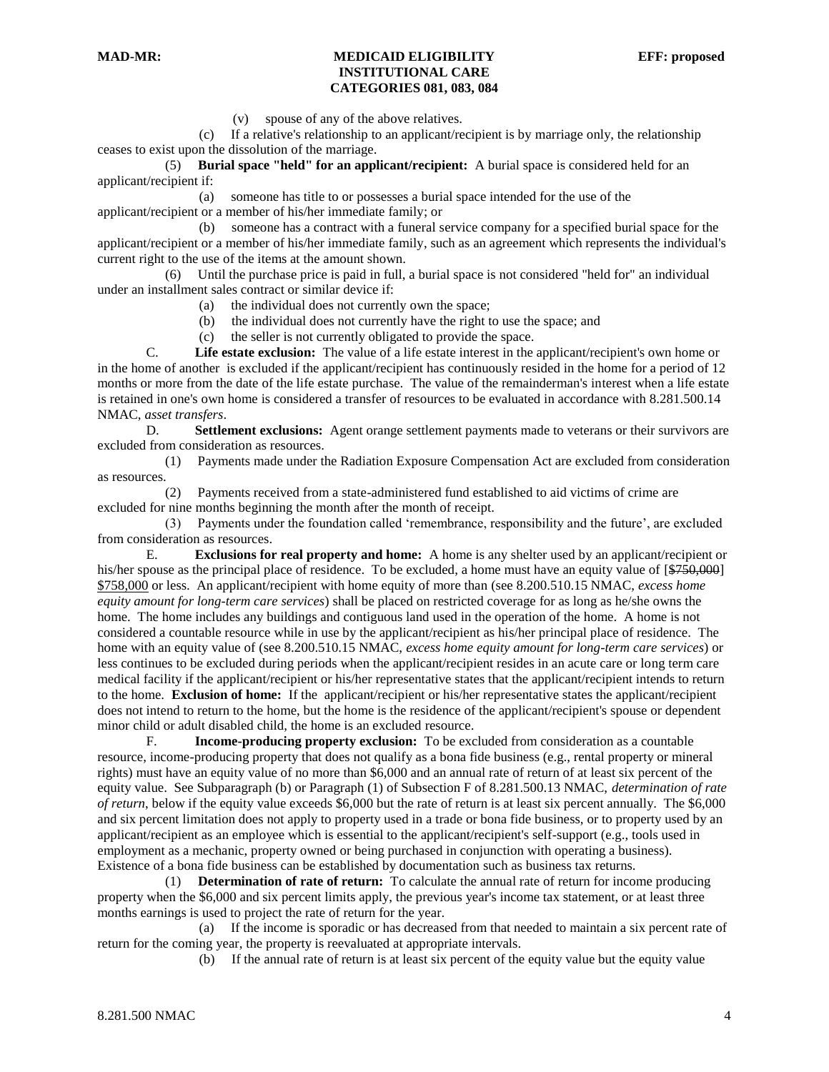(v) spouse of any of the above relatives.

(c) If a relative's relationship to an applicant/recipient is by marriage only, the relationship ceases to exist upon the dissolution of the marriage.

(5) **Burial space "held" for an applicant/recipient:** A burial space is considered held for an applicant/recipient if:

(a) someone has title to or possesses a burial space intended for the use of the applicant/recipient or a member of his/her immediate family; or

(b) someone has a contract with a funeral service company for a specified burial space for the applicant/recipient or a member of his/her immediate family, such as an agreement which represents the individual's current right to the use of the items at the amount shown.

(6) Until the purchase price is paid in full, a burial space is not considered "held for" an individual under an installment sales contract or similar device if:

(a) the individual does not currently own the space;

(b) the individual does not currently have the right to use the space; and

(c) the seller is not currently obligated to provide the space.

C. **Life estate exclusion:** The value of a life estate interest in the applicant/recipient's own home or in the home of another is excluded if the applicant/recipient has continuously resided in the home for a period of 12 months or more from the date of the life estate purchase. The value of the remainderman's interest when a life estate is retained in one's own home is considered a transfer of resources to be evaluated in accordance with 8.281.500.14 NMAC, *asset transfers*.

D. **Settlement exclusions:** Agent orange settlement payments made to veterans or their survivors are excluded from consideration as resources.

(1) Payments made under the Radiation Exposure Compensation Act are excluded from consideration as resources.

(2) Payments received from a state-administered fund established to aid victims of crime are excluded for nine months beginning the month after the month of receipt.

(3) Payments under the foundation called 'remembrance, responsibility and the future', are excluded from consideration as resources.

E. **Exclusions for real property and home:** A home is any shelter used by an applicant/recipient or his/her spouse as the principal place of residence. To be excluded, a home must have an equity value of [~~$750,000~~] <u>$758,000</u> or less. An applicant/recipient with home equity of more than (see 8.200.510.15 NMAC, *excess home equity amount for long-term care services*) shall be placed on restricted coverage for as long as he/she owns the home. The home includes any buildings and contiguous land used in the operation of the home. A home is not considered a countable resource while in use by the applicant/recipient as his/her principal place of residence. The home with an equity value of (see 8.200.510.15 NMAC, *excess home equity amount for long-term care services*) or less continues to be excluded during periods when the applicant/recipient resides in an acute care or long term care medical facility if the applicant/recipient or his/her representative states that the applicant/recipient intends to return to the home. **Exclusion of home:** If the applicant/recipient or his/her representative states the applicant/recipient does not intend to return to the home, but the home is the residence of the applicant/recipient's spouse or dependent minor child or adult disabled child, the home is an excluded resource.

F. **Income-producing property exclusion:** To be excluded from consideration as a countable resource, income-producing property that does not qualify as a bona fide business (e.g., rental property or mineral rights) must have an equity value of no more than $6,000 and an annual rate of return of at least six percent of the equity value. See Subparagraph (b) or Paragraph (1) of Subsection F of 8.281.500.13 NMAC, *determination of rate of return*, below if the equity value exceeds $6,000 but the rate of return is at least six percent annually. The $6,000 and six percent limitation does not apply to property used in a trade or bona fide business, or to property used by an applicant/recipient as an employee which is essential to the applicant/recipient's self-support (e.g., tools used in employment as a mechanic, property owned or being purchased in conjunction with operating a business). Existence of a bona fide business can be established by documentation such as business tax returns.

(1) **Determination of rate of return:** To calculate the annual rate of return for income producing property when the $6,000 and six percent limits apply, the previous year's income tax statement, or at least three months earnings is used to project the rate of return for the year.

(a) If the income is sporadic or has decreased from that needed to maintain a six percent rate of return for the coming year, the property is reevaluated at appropriate intervals.

(b) If the annual rate of return is at least six percent of the equity value but the equity value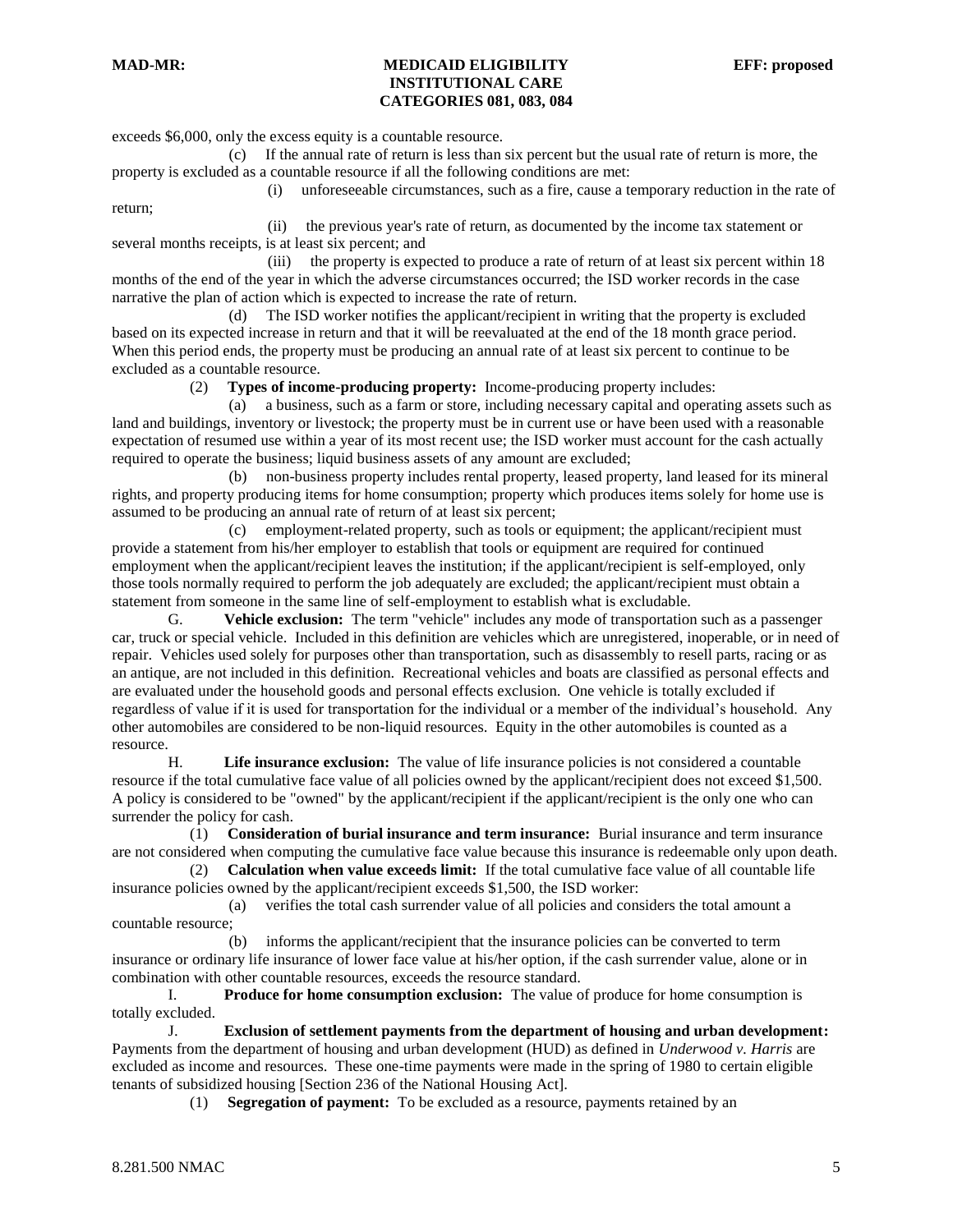exceeds $6,000, only the excess equity is a countable resource.

(c) If the annual rate of return is less than six percent but the usual rate of return is more, the property is excluded as a countable resource if all the following conditions are met:

(i) unforeseeable circumstances, such as a fire, cause a temporary reduction in the rate of return;

(ii) the previous year's rate of return, as documented by the income tax statement or several months receipts, is at least six percent; and

(iii) the property is expected to produce a rate of return of at least six percent within 18 months of the end of the year in which the adverse circumstances occurred; the ISD worker records in the case narrative the plan of action which is expected to increase the rate of return.

(d) The ISD worker notifies the applicant/recipient in writing that the property is excluded based on its expected increase in return and that it will be reevaluated at the end of the 18 month grace period. When this period ends, the property must be producing an annual rate of at least six percent to continue to be excluded as a countable resource.

(2) **Types of income-producing property:** Income-producing property includes:

(a) a business, such as a farm or store, including necessary capital and operating assets such as land and buildings, inventory or livestock; the property must be in current use or have been used with a reasonable expectation of resumed use within a year of its most recent use; the ISD worker must account for the cash actually required to operate the business; liquid business assets of any amount are excluded;

(b) non-business property includes rental property, leased property, land leased for its mineral rights, and property producing items for home consumption; property which produces items solely for home use is assumed to be producing an annual rate of return of at least six percent;

(c) employment-related property, such as tools or equipment; the applicant/recipient must provide a statement from his/her employer to establish that tools or equipment are required for continued employment when the applicant/recipient leaves the institution; if the applicant/recipient is self-employed, only those tools normally required to perform the job adequately are excluded; the applicant/recipient must obtain a statement from someone in the same line of self-employment to establish what is excludable.

G. **Vehicle exclusion:** The term "vehicle" includes any mode of transportation such as a passenger car, truck or special vehicle. Included in this definition are vehicles which are unregistered, inoperable, or in need of repair. Vehicles used solely for purposes other than transportation, such as disassembly to resell parts, racing or as an antique, are not included in this definition. Recreational vehicles and boats are classified as personal effects and are evaluated under the household goods and personal effects exclusion. One vehicle is totally excluded if regardless of value if it is used for transportation for the individual or a member of the individual's household. Any other automobiles are considered to be non-liquid resources. Equity in the other automobiles is counted as a resource.

H. **Life insurance exclusion:** The value of life insurance policies is not considered a countable resource if the total cumulative face value of all policies owned by the applicant/recipient does not exceed $1,500. A policy is considered to be "owned" by the applicant/recipient if the applicant/recipient is the only one who can surrender the policy for cash.

(1) **Consideration of burial insurance and term insurance:** Burial insurance and term insurance are not considered when computing the cumulative face value because this insurance is redeemable only upon death.

(2) **Calculation when value exceeds limit:** If the total cumulative face value of all countable life insurance policies owned by the applicant/recipient exceeds $1,500, the ISD worker:

(a) verifies the total cash surrender value of all policies and considers the total amount a countable resource;

(b) informs the applicant/recipient that the insurance policies can be converted to term insurance or ordinary life insurance of lower face value at his/her option, if the cash surrender value, alone or in combination with other countable resources, exceeds the resource standard.

I. **Produce for home consumption exclusion:** The value of produce for home consumption is totally excluded.

J. **Exclusion of settlement payments from the department of housing and urban development:** Payments from the department of housing and urban development (HUD) as defined in *Underwood v. Harris* are excluded as income and resources. These one-time payments were made in the spring of 1980 to certain eligible tenants of subsidized housing [Section 236 of the National Housing Act].

(1) **Segregation of payment:** To be excluded as a resource, payments retained by an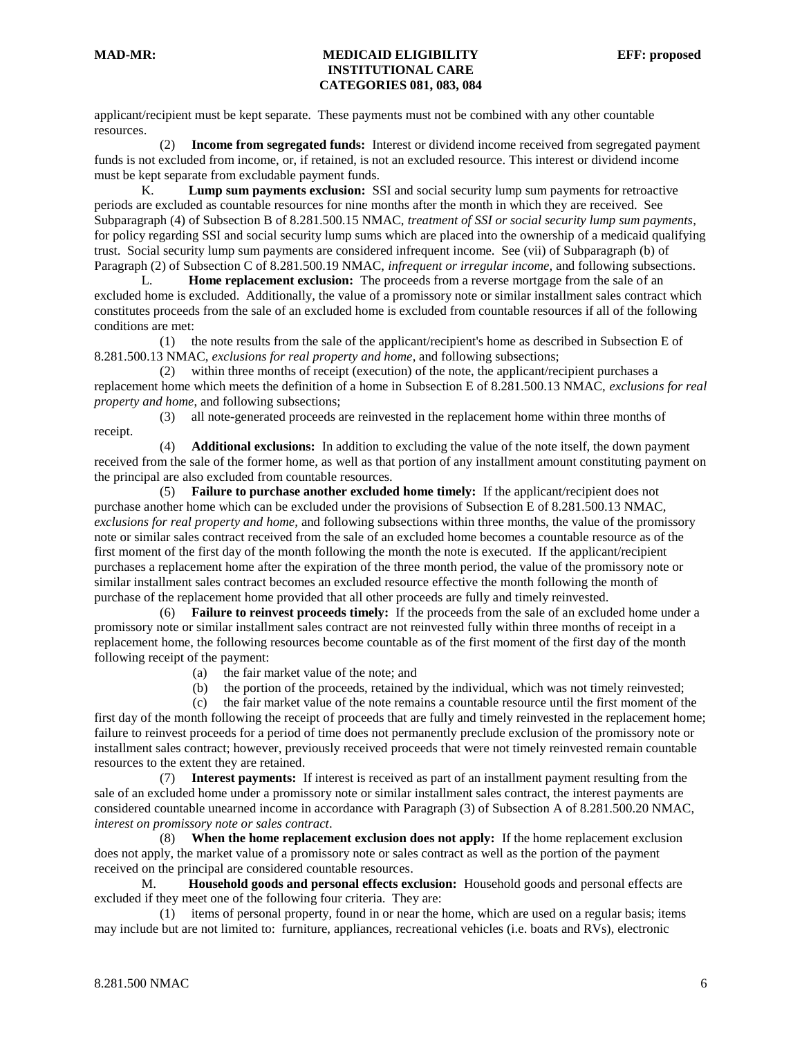applicant/recipient must be kept separate. These payments must not be combined with any other countable resources.

(2) **Income from segregated funds:** Interest or dividend income received from segregated payment funds is not excluded from income, or, if retained, is not an excluded resource. This interest or dividend income must be kept separate from excludable payment funds.

K. **Lump sum payments exclusion:** SSI and social security lump sum payments for retroactive periods are excluded as countable resources for nine months after the month in which they are received. See Subparagraph (4) of Subsection B of 8.281.500.15 NMAC, *treatment of SSI or social security lump sum payments*, for policy regarding SSI and social security lump sums which are placed into the ownership of a medicaid qualifying trust. Social security lump sum payments are considered infrequent income. See (vii) of Subparagraph (b) of Paragraph (2) of Subsection C of 8.281.500.19 NMAC, *infrequent or irregular income*, and following subsections.

L. **Home replacement exclusion:** The proceeds from a reverse mortgage from the sale of an excluded home is excluded. Additionally, the value of a promissory note or similar installment sales contract which constitutes proceeds from the sale of an excluded home is excluded from countable resources if all of the following conditions are met:

(1) the note results from the sale of the applicant/recipient's home as described in Subsection E of 8.281.500.13 NMAC, *exclusions for real property and home*, and following subsections;

(2) within three months of receipt (execution) of the note, the applicant/recipient purchases a replacement home which meets the definition of a home in Subsection E of 8.281.500.13 NMAC, *exclusions for real property and home*, and following subsections;

(3) all note-generated proceeds are reinvested in the replacement home within three months of receipt.

(4) **Additional exclusions:** In addition to excluding the value of the note itself, the down payment received from the sale of the former home, as well as that portion of any installment amount constituting payment on the principal are also excluded from countable resources.

(5) **Failure to purchase another excluded home timely:** If the applicant/recipient does not purchase another home which can be excluded under the provisions of Subsection E of 8.281.500.13 NMAC, *exclusions for real property and home*, and following subsections within three months, the value of the promissory note or similar sales contract received from the sale of an excluded home becomes a countable resource as of the first moment of the first day of the month following the month the note is executed. If the applicant/recipient purchases a replacement home after the expiration of the three month period, the value of the promissory note or similar installment sales contract becomes an excluded resource effective the month following the month of purchase of the replacement home provided that all other proceeds are fully and timely reinvested.

(6) **Failure to reinvest proceeds timely:** If the proceeds from the sale of an excluded home under a promissory note or similar installment sales contract are not reinvested fully within three months of receipt in a replacement home, the following resources become countable as of the first moment of the first day of the month following receipt of the payment:

(a) the fair market value of the note; and

(b) the portion of the proceeds, retained by the individual, which was not timely reinvested;

(c) the fair market value of the note remains a countable resource until the first moment of the first day of the month following the receipt of proceeds that are fully and timely reinvested in the replacement home; failure to reinvest proceeds for a period of time does not permanently preclude exclusion of the promissory note or installment sales contract; however, previously received proceeds that were not timely reinvested remain countable resources to the extent they are retained.

(7) **Interest payments:** If interest is received as part of an installment payment resulting from the sale of an excluded home under a promissory note or similar installment sales contract, the interest payments are considered countable unearned income in accordance with Paragraph (3) of Subsection A of 8.281.500.20 NMAC, *interest on promissory note or sales contract*.

(8) **When the home replacement exclusion does not apply:** If the home replacement exclusion does not apply, the market value of a promissory note or sales contract as well as the portion of the payment received on the principal are considered countable resources.

M. **Household goods and personal effects exclusion:** Household goods and personal effects are excluded if they meet one of the following four criteria. They are:

(1) items of personal property, found in or near the home, which are used on a regular basis; items may include but are not limited to: furniture, appliances, recreational vehicles (i.e. boats and RVs), electronic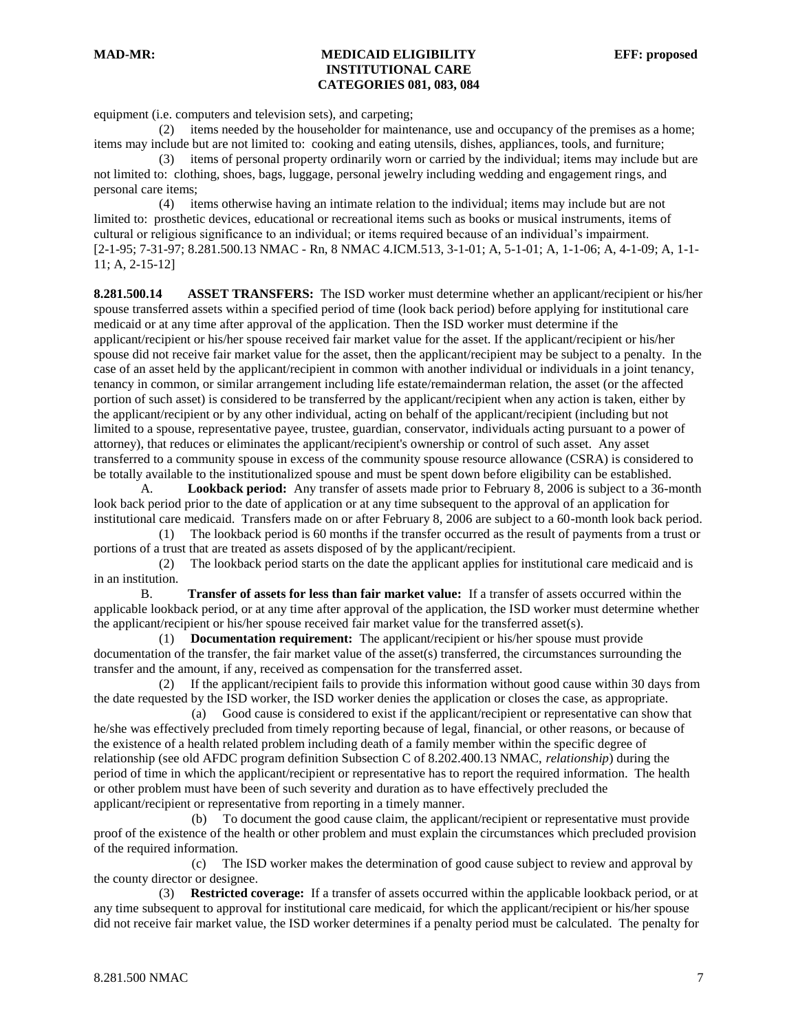equipment (i.e. computers and television sets), and carpeting;

(2) items needed by the householder for maintenance, use and occupancy of the premises as a home; items may include but are not limited to: cooking and eating utensils, dishes, appliances, tools, and furniture;

(3) items of personal property ordinarily worn or carried by the individual; items may include but are not limited to: clothing, shoes, bags, luggage, personal jewelry including wedding and engagement rings, and personal care items;

(4) items otherwise having an intimate relation to the individual; items may include but are not limited to: prosthetic devices, educational or recreational items such as books or musical instruments, items of cultural or religious significance to an individual; or items required because of an individual's impairment.
[2-1-95; 7-31-97; 8.281.500.13 NMAC - Rn, 8 NMAC 4.ICM.513, 3-1-01; A, 5-1-01; A, 1-1-06; A, 4-1-09; A, 1-1-11; A, 2-15-12]

**8.281.500.14 ASSET TRANSFERS:** The ISD worker must determine whether an applicant/recipient or his/her spouse transferred assets within a specified period of time (look back period) before applying for institutional care medicaid or at any time after approval of the application. Then the ISD worker must determine if the applicant/recipient or his/her spouse received fair market value for the asset. If the applicant/recipient or his/her spouse did not receive fair market value for the asset, then the applicant/recipient may be subject to a penalty. In the case of an asset held by the applicant/recipient in common with another individual or individuals in a joint tenancy, tenancy in common, or similar arrangement including life estate/remainderman relation, the asset (or the affected portion of such asset) is considered to be transferred by the applicant/recipient when any action is taken, either by the applicant/recipient or by any other individual, acting on behalf of the applicant/recipient (including but not limited to a spouse, representative payee, trustee, guardian, conservator, individuals acting pursuant to a power of attorney), that reduces or eliminates the applicant/recipient's ownership or control of such asset. Any asset transferred to a community spouse in excess of the community spouse resource allowance (CSRA) is considered to be totally available to the institutionalized spouse and must be spent down before eligibility can be established.

A. **Lookback period:** Any transfer of assets made prior to February 8, 2006 is subject to a 36-month look back period prior to the date of application or at any time subsequent to the approval of an application for institutional care medicaid. Transfers made on or after February 8, 2006 are subject to a 60-month look back period.

(1) The lookback period is 60 months if the transfer occurred as the result of payments from a trust or portions of a trust that are treated as assets disposed of by the applicant/recipient.

(2) The lookback period starts on the date the applicant applies for institutional care medicaid and is in an institution.

B. **Transfer of assets for less than fair market value:** If a transfer of assets occurred within the applicable lookback period, or at any time after approval of the application, the ISD worker must determine whether the applicant/recipient or his/her spouse received fair market value for the transferred asset(s).

(1) **Documentation requirement:** The applicant/recipient or his/her spouse must provide documentation of the transfer, the fair market value of the asset(s) transferred, the circumstances surrounding the transfer and the amount, if any, received as compensation for the transferred asset.

(2) If the applicant/recipient fails to provide this information without good cause within 30 days from the date requested by the ISD worker, the ISD worker denies the application or closes the case, as appropriate.

(a) Good cause is considered to exist if the applicant/recipient or representative can show that he/she was effectively precluded from timely reporting because of legal, financial, or other reasons, or because of the existence of a health related problem including death of a family member within the specific degree of relationship (see old AFDC program definition Subsection C of 8.202.400.13 NMAC, *relationship*) during the period of time in which the applicant/recipient or representative has to report the required information. The health or other problem must have been of such severity and duration as to have effectively precluded the applicant/recipient or representative from reporting in a timely manner.

(b) To document the good cause claim, the applicant/recipient or representative must provide proof of the existence of the health or other problem and must explain the circumstances which precluded provision of the required information.

(c) The ISD worker makes the determination of good cause subject to review and approval by the county director or designee.

(3) **Restricted coverage:** If a transfer of assets occurred within the applicable lookback period, or at any time subsequent to approval for institutional care medicaid, for which the applicant/recipient or his/her spouse did not receive fair market value, the ISD worker determines if a penalty period must be calculated. The penalty for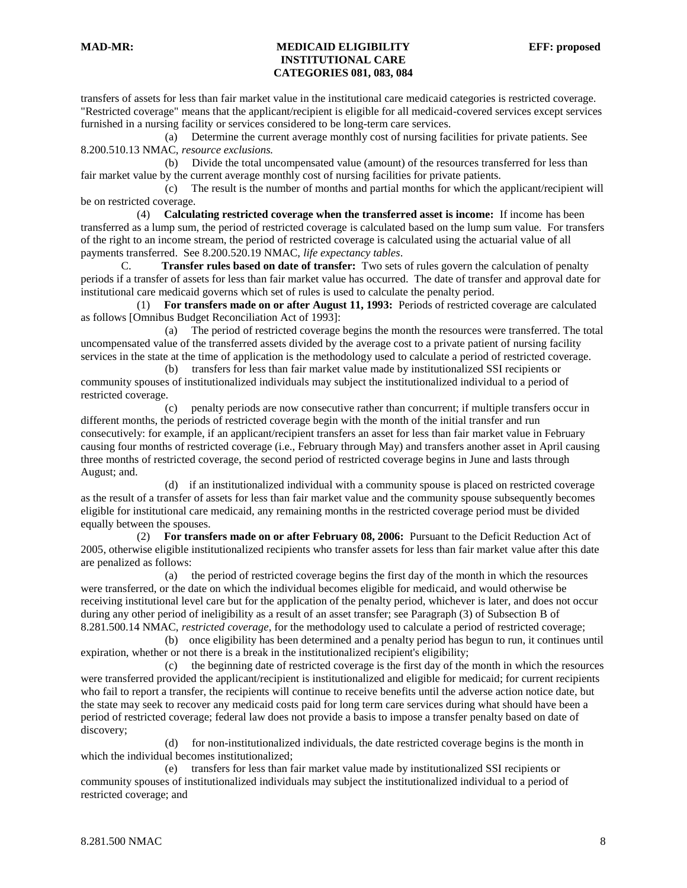transfers of assets for less than fair market value in the institutional care medicaid categories is restricted coverage. "Restricted coverage" means that the applicant/recipient is eligible for all medicaid-covered services except services furnished in a nursing facility or services considered to be long-term care services.

(a) Determine the current average monthly cost of nursing facilities for private patients. See 8.200.510.13 NMAC, *resource exclusions.*

(b) Divide the total uncompensated value (amount) of the resources transferred for less than fair market value by the current average monthly cost of nursing facilities for private patients.

(c) The result is the number of months and partial months for which the applicant/recipient will be on restricted coverage.

(4) **Calculating restricted coverage when the transferred asset is income:** If income has been transferred as a lump sum, the period of restricted coverage is calculated based on the lump sum value. For transfers of the right to an income stream, the period of restricted coverage is calculated using the actuarial value of all payments transferred. See 8.200.520.19 NMAC, *life expectancy tables*.

C. **Transfer rules based on date of transfer:** Two sets of rules govern the calculation of penalty periods if a transfer of assets for less than fair market value has occurred. The date of transfer and approval date for institutional care medicaid governs which set of rules is used to calculate the penalty period.

(1) **For transfers made on or after August 11, 1993:** Periods of restricted coverage are calculated as follows [Omnibus Budget Reconciliation Act of 1993]:

(a) The period of restricted coverage begins the month the resources were transferred. The total uncompensated value of the transferred assets divided by the average cost to a private patient of nursing facility services in the state at the time of application is the methodology used to calculate a period of restricted coverage.

(b) transfers for less than fair market value made by institutionalized SSI recipients or community spouses of institutionalized individuals may subject the institutionalized individual to a period of restricted coverage.

(c) penalty periods are now consecutive rather than concurrent; if multiple transfers occur in different months, the periods of restricted coverage begin with the month of the initial transfer and run consecutively: for example, if an applicant/recipient transfers an asset for less than fair market value in February causing four months of restricted coverage (i.e., February through May) and transfers another asset in April causing three months of restricted coverage, the second period of restricted coverage begins in June and lasts through August; and

(d) if an institutionalized individual with a community spouse is placed on restricted coverage as the result of a transfer of assets for less than fair market value and the community spouse subsequently becomes eligible for institutional care medicaid, any remaining months in the restricted coverage period must be divided equally between the spouses.

(2) **For transfers made on or after February 08, 2006:** Pursuant to the Deficit Reduction Act of 2005, otherwise eligible institutionalized recipients who transfer assets for less than fair market value after this date are penalized as follows:

(a) the period of restricted coverage begins the first day of the month in which the resources were transferred, or the date on which the individual becomes eligible for medicaid, and would otherwise be receiving institutional level care but for the application of the penalty period, whichever is later, and does not occur during any other period of ineligibility as a result of an asset transfer; see Paragraph (3) of Subsection B of 8.281.500.14 NMAC, *restricted coverage*, for the methodology used to calculate a period of restricted coverage;

(b) once eligibility has been determined and a penalty period has begun to run, it continues until expiration, whether or not there is a break in the institutionalized recipient's eligibility;

(c) the beginning date of restricted coverage is the first day of the month in which the resources were transferred provided the applicant/recipient is institutionalized and eligible for medicaid; for current recipients who fail to report a transfer, the recipients will continue to receive benefits until the adverse action notice date, but the state may seek to recover any medicaid costs paid for long term care services during what should have been a period of restricted coverage; federal law does not provide a basis to impose a transfer penalty based on date of discovery;

(d) for non-institutionalized individuals, the date restricted coverage begins is the month in which the individual becomes institutionalized;

(e) transfers for less than fair market value made by institutionalized SSI recipients or community spouses of institutionalized individuals may subject the institutionalized individual to a period of restricted coverage; and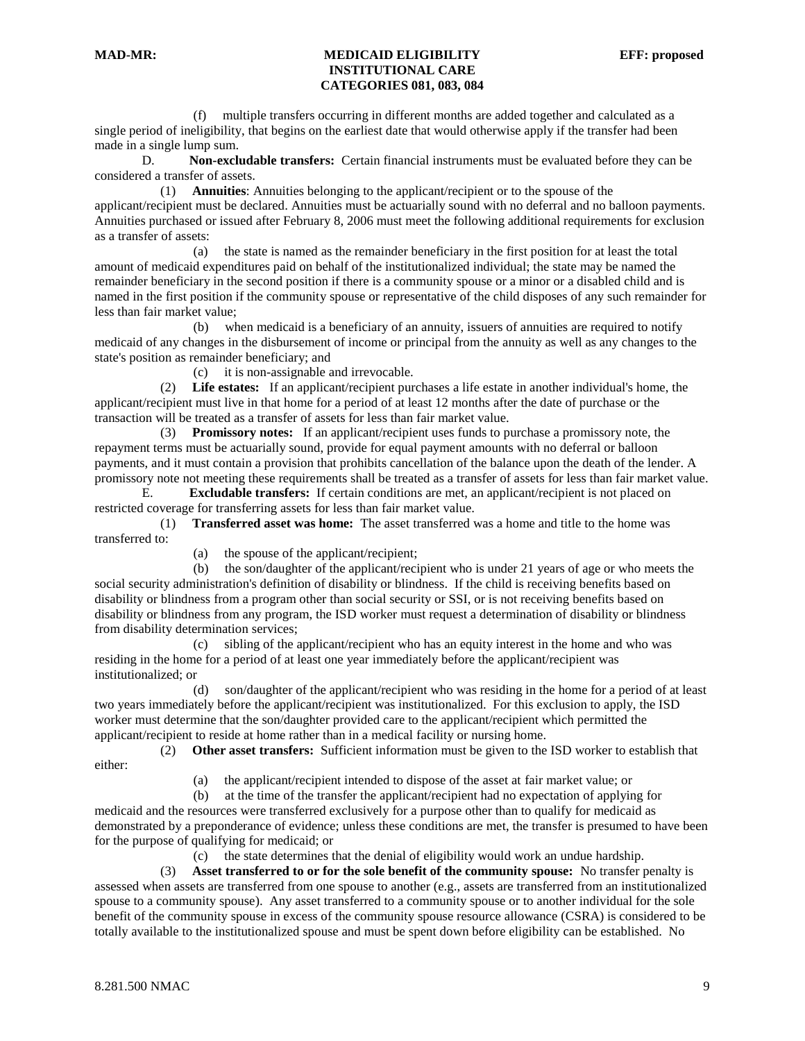(f) multiple transfers occurring in different months are added together and calculated as a single period of ineligibility, that begins on the earliest date that would otherwise apply if the transfer had been made in a single lump sum.

D. **Non-excludable transfers:** Certain financial instruments must be evaluated before they can be considered a transfer of assets.

(1) **Annuities**: Annuities belonging to the applicant/recipient or to the spouse of the applicant/recipient must be declared. Annuities must be actuarially sound with no deferral and no balloon payments. Annuities purchased or issued after February 8, 2006 must meet the following additional requirements for exclusion as a transfer of assets:

(a) the state is named as the remainder beneficiary in the first position for at least the total amount of medicaid expenditures paid on behalf of the institutionalized individual; the state may be named the remainder beneficiary in the second position if there is a community spouse or a minor or a disabled child and is named in the first position if the community spouse or representative of the child disposes of any such remainder for less than fair market value;

(b) when medicaid is a beneficiary of an annuity, issuers of annuities are required to notify medicaid of any changes in the disbursement of income or principal from the annuity as well as any changes to the state's position as remainder beneficiary; and

(c) it is non-assignable and irrevocable.

(2) **Life estates:** If an applicant/recipient purchases a life estate in another individual's home, the applicant/recipient must live in that home for a period of at least 12 months after the date of purchase or the transaction will be treated as a transfer of assets for less than fair market value.

(3) **Promissory notes:** If an applicant/recipient uses funds to purchase a promissory note, the repayment terms must be actuarially sound, provide for equal payment amounts with no deferral or balloon payments, and it must contain a provision that prohibits cancellation of the balance upon the death of the lender. A promissory note not meeting these requirements shall be treated as a transfer of assets for less than fair market value.

E. **Excludable transfers:** If certain conditions are met, an applicant/recipient is not placed on restricted coverage for transferring assets for less than fair market value.

(1) **Transferred asset was home:** The asset transferred was a home and title to the home was transferred to:

(a) the spouse of the applicant/recipient;

(b) the son/daughter of the applicant/recipient who is under 21 years of age or who meets the social security administration's definition of disability or blindness. If the child is receiving benefits based on disability or blindness from a program other than social security or SSI, or is not receiving benefits based on disability or blindness from any program, the ISD worker must request a determination of disability or blindness from disability determination services;

(c) sibling of the applicant/recipient who has an equity interest in the home and who was residing in the home for a period of at least one year immediately before the applicant/recipient was institutionalized; or

(d) son/daughter of the applicant/recipient who was residing in the home for a period of at least two years immediately before the applicant/recipient was institutionalized. For this exclusion to apply, the ISD worker must determine that the son/daughter provided care to the applicant/recipient which permitted the applicant/recipient to reside at home rather than in a medical facility or nursing home.

(2) **Other asset transfers:** Sufficient information must be given to the ISD worker to establish that either:

(a) the applicant/recipient intended to dispose of the asset at fair market value; or

(b) at the time of the transfer the applicant/recipient had no expectation of applying for medicaid and the resources were transferred exclusively for a purpose other than to qualify for medicaid as demonstrated by a preponderance of evidence; unless these conditions are met, the transfer is presumed to have been for the purpose of qualifying for medicaid; or

(c) the state determines that the denial of eligibility would work an undue hardship.

(3) **Asset transferred to or for the sole benefit of the community spouse:** No transfer penalty is assessed when assets are transferred from one spouse to another (e.g., assets are transferred from an institutionalized spouse to a community spouse). Any asset transferred to a community spouse or to another individual for the sole benefit of the community spouse in excess of the community spouse resource allowance (CSRA) is considered to be totally available to the institutionalized spouse and must be spent down before eligibility can be established. No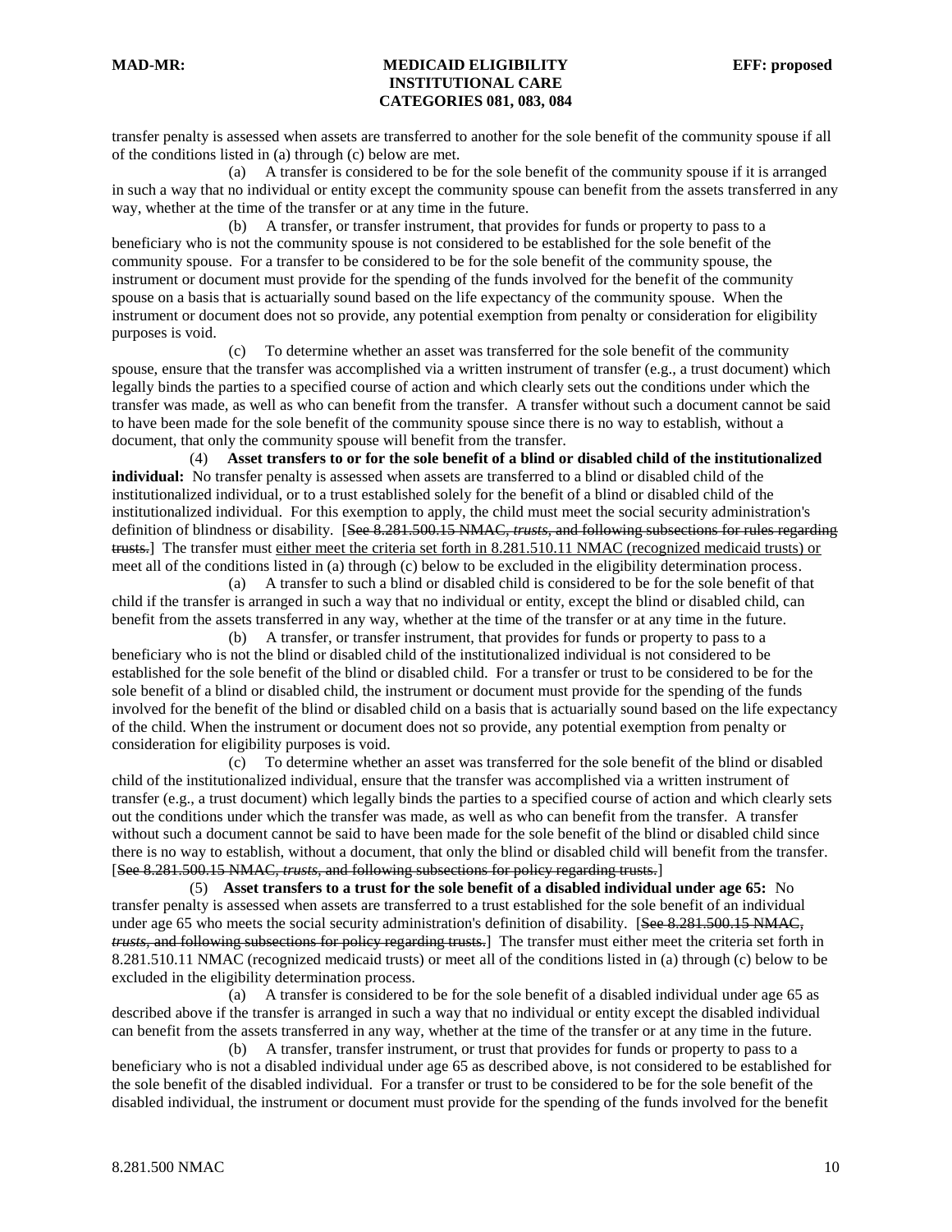transfer penalty is assessed when assets are transferred to another for the sole benefit of the community spouse if all of the conditions listed in (a) through (c) below are met.

(a) A transfer is considered to be for the sole benefit of the community spouse if it is arranged in such a way that no individual or entity except the community spouse can benefit from the assets transferred in any way, whether at the time of the transfer or at any time in the future.

(b) A transfer, or transfer instrument, that provides for funds or property to pass to a beneficiary who is not the community spouse is not considered to be established for the sole benefit of the community spouse. For a transfer to be considered to be for the sole benefit of the community spouse, the instrument or document must provide for the spending of the funds involved for the benefit of the community spouse on a basis that is actuarially sound based on the life expectancy of the community spouse. When the instrument or document does not so provide, any potential exemption from penalty or consideration for eligibility purposes is void.

(c) To determine whether an asset was transferred for the sole benefit of the community spouse, ensure that the transfer was accomplished via a written instrument of transfer (e.g., a trust document) which legally binds the parties to a specified course of action and which clearly sets out the conditions under which the transfer was made, as well as who can benefit from the transfer. A transfer without such a document cannot be said to have been made for the sole benefit of the community spouse since there is no way to establish, without a document, that only the community spouse will benefit from the transfer.

(4) **Asset transfers to or for the sole benefit of a blind or disabled child of the institutionalized individual:** No transfer penalty is assessed when assets are transferred to a blind or disabled child of the institutionalized individual, or to a trust established solely for the benefit of a blind or disabled child of the institutionalized individual. For this exemption to apply, the child must meet the social security administration's definition of blindness or disability. [~~See 8.281.500.15 NMAC, *trusts*, and following subsections for rules regarding trusts.~~] The transfer must <u>either meet the criteria set forth in 8.281.510.11 NMAC (recognized medicaid trusts) or</u> meet all of the conditions listed in (a) through (c) below to be excluded in the eligibility determination process.

(a) A transfer to such a blind or disabled child is considered to be for the sole benefit of that child if the transfer is arranged in such a way that no individual or entity, except the blind or disabled child, can benefit from the assets transferred in any way, whether at the time of the transfer or at any time in the future.

(b) A transfer, or transfer instrument, that provides for funds or property to pass to a beneficiary who is not the blind or disabled child of the institutionalized individual is not considered to be established for the sole benefit of the blind or disabled child. For a transfer or trust to be considered to be for the sole benefit of a blind or disabled child, the instrument or document must provide for the spending of the funds involved for the benefit of the blind or disabled child on a basis that is actuarially sound based on the life expectancy of the child. When the instrument or document does not so provide, any potential exemption from penalty or consideration for eligibility purposes is void.

(c) To determine whether an asset was transferred for the sole benefit of the blind or disabled child of the institutionalized individual, ensure that the transfer was accomplished via a written instrument of transfer (e.g., a trust document) which legally binds the parties to a specified course of action and which clearly sets out the conditions under which the transfer was made, as well as who can benefit from the transfer. A transfer without such a document cannot be said to have been made for the sole benefit of the blind or disabled child since there is no way to establish, without a document, that only the blind or disabled child will benefit from the transfer. [~~See 8.281.500.15 NMAC, *trusts*, and following subsections for policy regarding trusts.~~]

(5) **Asset transfers to a trust for the sole benefit of a disabled individual under age 65:** No transfer penalty is assessed when assets are transferred to a trust established for the sole benefit of an individual under age 65 who meets the social security administration's definition of disability. [~~See 8.281.500.15 NMAC, *trusts*, and following subsections for policy regarding trusts.~~] The transfer must either meet the criteria set forth in 8.281.510.11 NMAC (recognized medicaid trusts) or meet all of the conditions listed in (a) through (c) below to be excluded in the eligibility determination process.

(a) A transfer is considered to be for the sole benefit of a disabled individual under age 65 as described above if the transfer is arranged in such a way that no individual or entity except the disabled individual can benefit from the assets transferred in any way, whether at the time of the transfer or at any time in the future.

(b) A transfer, transfer instrument, or trust that provides for funds or property to pass to a beneficiary who is not a disabled individual under age 65 as described above, is not considered to be established for the sole benefit of the disabled individual. For a transfer or trust to be considered to be for the sole benefit of the disabled individual, the instrument or document must provide for the spending of the funds involved for the benefit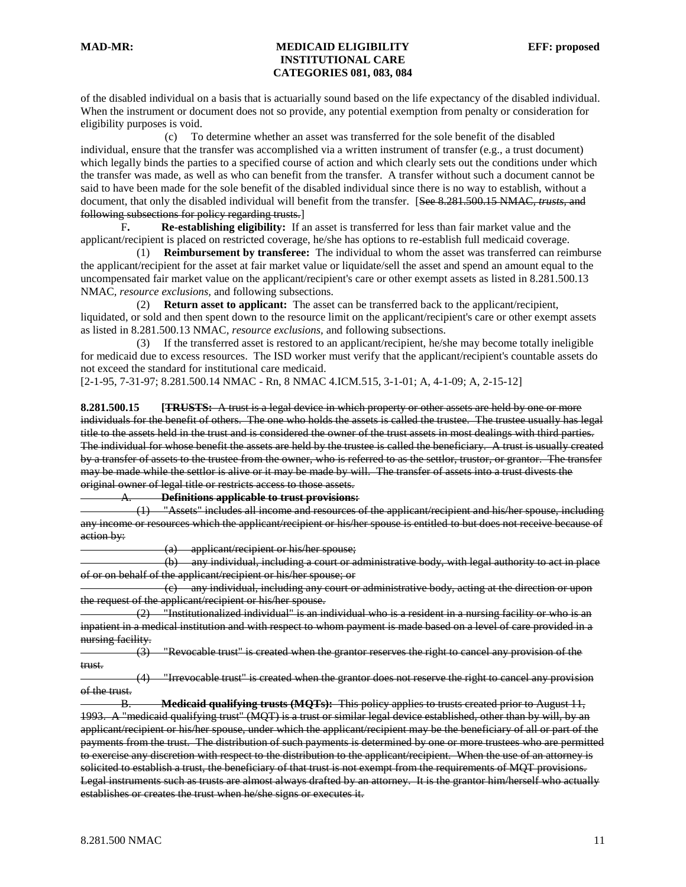of the disabled individual on a basis that is actuarially sound based on the life expectancy of the disabled individual. When the instrument or document does not so provide, any potential exemption from penalty or consideration for eligibility purposes is void.

(c) To determine whether an asset was transferred for the sole benefit of the disabled individual, ensure that the transfer was accomplished via a written instrument of transfer (e.g., a trust document) which legally binds the parties to a specified course of action and which clearly sets out the conditions under which the transfer was made, as well as who can benefit from the transfer. A transfer without such a document cannot be said to have been made for the sole benefit of the disabled individual since there is no way to establish, without a document, that only the disabled individual will benefit from the transfer. [~~See 8.281.500.15 NMAC, *trusts*, and following subsections for policy regarding trusts.~~]

F. **Re-establishing eligibility:** If an asset is transferred for less than fair market value and the applicant/recipient is placed on restricted coverage, he/she has options to re-establish full medicaid coverage.

(1) **Reimbursement by transferee:** The individual to whom the asset was transferred can reimburse the applicant/recipient for the asset at fair market value or liquidate/sell the asset and spend an amount equal to the uncompensated fair market value on the applicant/recipient's care or other exempt assets as listed in 8.281.500.13 NMAC, *resource exclusions*, and following subsections.

(2) **Return asset to applicant:** The asset can be transferred back to the applicant/recipient, liquidated, or sold and then spent down to the resource limit on the applicant/recipient's care or other exempt assets as listed in 8.281.500.13 NMAC, *resource exclusions*, and following subsections.

(3) If the transferred asset is restored to an applicant/recipient, he/she may become totally ineligible for medicaid due to excess resources. The ISD worker must verify that the applicant/recipient's countable assets do not exceed the standard for institutional care medicaid.

[2-1-95, 7-31-97; 8.281.500.14 NMAC - Rn, 8 NMAC 4.ICM.515, 3-1-01; A, 4-1-09; A, 2-15-12]

**8.281.500.15** **[~~TRUSTS:~~** ~~A trust is a legal device in which property or other assets are held by one or more individuals for the benefit of others. The one who holds the assets is called the trustee. The trustee usually has legal title to the assets held in the trust and is considered the owner of the trust assets in most dealings with third parties. The individual for whose benefit the assets are held by the trustee is called the beneficiary. A trust is usually created by a transfer of assets to the trustee from the owner, who is referred to as the settlor, trustor, or grantor. The transfer may be made while the settlor is alive or it may be made by will. The transfer of assets into a trust divests the original owner of legal title or restricts access to those assets.~~

~~A. **Definitions applicable to trust provisions:**~~

~~(1) "Assets" includes all income and resources of the applicant/recipient and his/her spouse, including any income or resources which the applicant/recipient or his/her spouse is entitled to but does not receive because of action by:~~

~~(a) applicant/recipient or his/her spouse;~~

~~(b) any individual, including a court or administrative body, with legal authority to act in place of or on behalf of the applicant/recipient or his/her spouse; or~~

~~(c) any individual, including any court or administrative body, acting at the direction or upon the request of the applicant/recipient or his/her spouse.~~

~~(2) "Institutionalized individual" is an individual who is a resident in a nursing facility or who is an inpatient in a medical institution and with respect to whom payment is made based on a level of care provided in a nursing facility.~~

~~(3) "Revocable trust" is created when the grantor reserves the right to cancel any provision of the trust.~~

~~(4) "Irrevocable trust" is created when the grantor does not reserve the right to cancel any provision of the trust.~~

~~B. **Medicaid qualifying trusts (MQTs):** This policy applies to trusts created prior to August 11, 1993. A "medicaid qualifying trust" (MQT) is a trust or similar legal device established, other than by will, by an applicant/recipient or his/her spouse, under which the applicant/recipient may be the beneficiary of all or part of the payments from the trust. The distribution of such payments is determined by one or more trustees who are permitted to exercise any discretion with respect to the distribution to the applicant/recipient. When the use of an attorney is solicited to establish a trust, the beneficiary of that trust is not exempt from the requirements of MQT provisions. Legal instruments such as trusts are almost always drafted by an attorney. It is the grantor him/herself who actually establishes or creates the trust when he/she signs or executes it.~~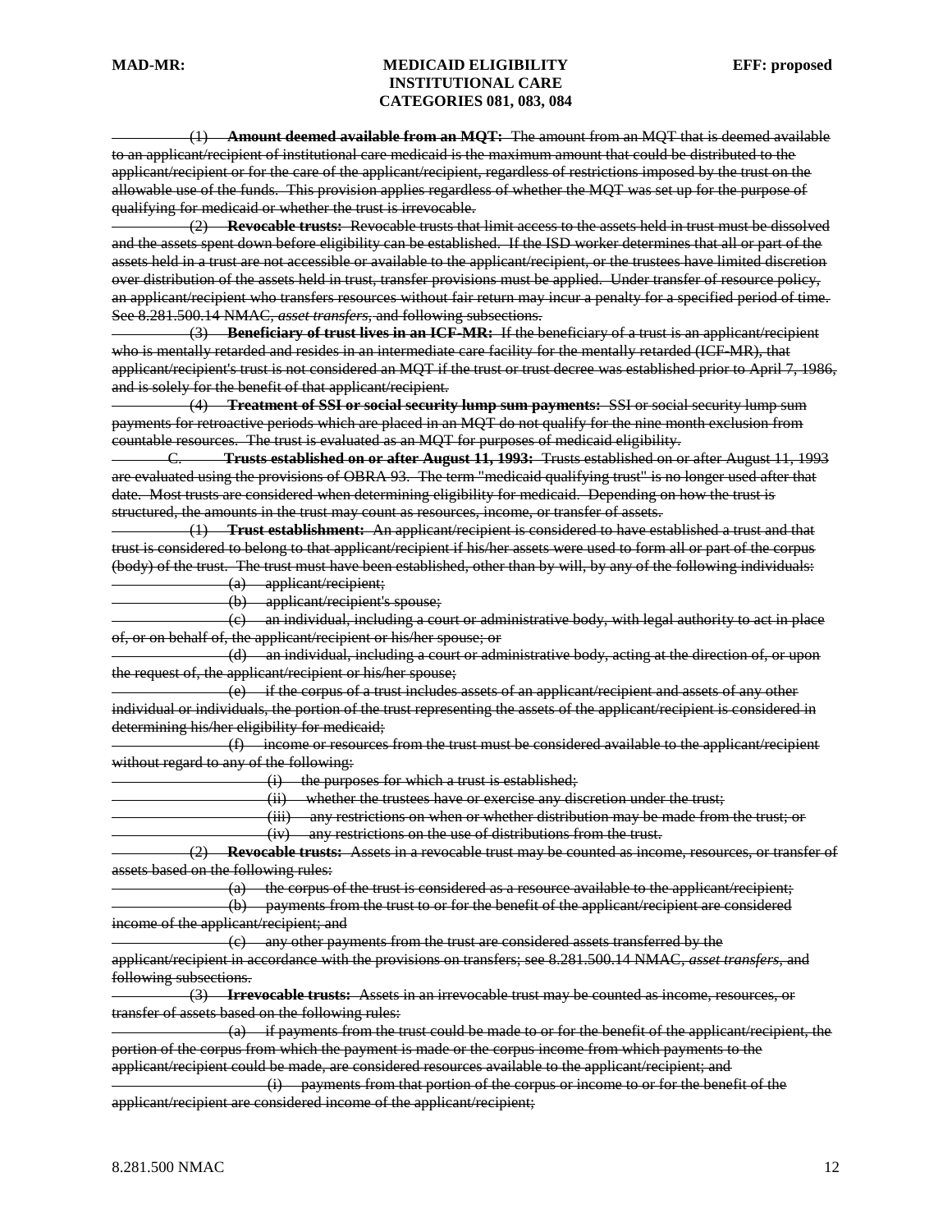~~(1) **Amount deemed available from an MQT:** The amount from an MQT that is deemed available to an applicant/recipient of institutional care medicaid is the maximum amount that could be distributed to the applicant/recipient or for the care of the applicant/recipient, regardless of restrictions imposed by the trust on the allowable use of the funds. This provision applies regardless of whether the MQT was set up for the purpose of qualifying for medicaid or whether the trust is irrevocable.~~

~~(2) **Revocable trusts:** Revocable trusts that limit access to the assets held in trust must be dissolved and the assets spent down before eligibility can be established. If the ISD worker determines that all or part of the assets held in a trust are not accessible or available to the applicant/recipient, or the trustees have limited discretion over distribution of the assets held in trust, transfer provisions must be applied. Under transfer of resource policy, an applicant/recipient who transfers resources without fair return may incur a penalty for a specified period of time. See 8.281.500.14 NMAC, *asset transfers*, and following subsections.~~

~~(3) **Beneficiary of trust lives in an ICF-MR:** If the beneficiary of a trust is an applicant/recipient who is mentally retarded and resides in an intermediate care facility for the mentally retarded (ICF-MR), that applicant/recipient's trust is not considered an MQT if the trust or trust decree was established prior to April 7, 1986, and is solely for the benefit of that applicant/recipient.~~

~~(4) **Treatment of SSI or social security lump sum payments:** SSI or social security lump sum payments for retroactive periods which are placed in an MQT do not qualify for the nine month exclusion from countable resources. The trust is evaluated as an MQT for purposes of medicaid eligibility.~~

~~C. **Trusts established on or after August 11, 1993:** Trusts established on or after August 11, 1993 are evaluated using the provisions of OBRA 93. The term "medicaid qualifying trust" is no longer used after that date. Most trusts are considered when determining eligibility for medicaid. Depending on how the trust is structured, the amounts in the trust may count as resources, income, or transfer of assets.~~

~~(1) **Trust establishment:** An applicant/recipient is considered to have established a trust and that trust is considered to belong to that applicant/recipient if his/her assets were used to form all or part of the corpus (body) of the trust. The trust must have been established, other than by will, by any of the following individuals:~~

~~(a) applicant/recipient;~~

~~(b) applicant/recipient's spouse;~~

~~(c) an individual, including a court or administrative body, with legal authority to act in place of, or on behalf of, the applicant/recipient or his/her spouse; or~~

~~(d) an individual, including a court or administrative body, acting at the direction of, or upon the request of, the applicant/recipient or his/her spouse;~~

~~(e) if the corpus of a trust includes assets of an applicant/recipient and assets of any other individual or individuals, the portion of the trust representing the assets of the applicant/recipient is considered in determining his/her eligibility for medicaid;~~

~~(f) income or resources from the trust must be considered available to the applicant/recipient without regard to any of the following:~~

~~(i) the purposes for which a trust is established;~~

~~(ii) whether the trustees have or exercise any discretion under the trust;~~

~~(iii) any restrictions on when or whether distribution may be made from the trust; or~~

~~(iv) any restrictions on the use of distributions from the trust.~~

~~(2) **Revocable trusts:** Assets in a revocable trust may be counted as income, resources, or transfer of assets based on the following rules:~~

~~(a) the corpus of the trust is considered as a resource available to the applicant/recipient;~~

~~(b) payments from the trust to or for the benefit of the applicant/recipient are considered income of the applicant/recipient; and~~

~~(c) any other payments from the trust are considered assets transferred by the applicant/recipient in accordance with the provisions on transfers; see 8.281.500.14 NMAC, *asset transfers*, and following subsections.~~

~~(3) **Irrevocable trusts:** Assets in an irrevocable trust may be counted as income, resources, or transfer of assets based on the following rules:~~

~~(a) if payments from the trust could be made to or for the benefit of the applicant/recipient, the portion of the corpus from which the payment is made or the corpus income from which payments to the applicant/recipient could be made, are considered resources available to the applicant/recipient; and~~

~~(i) payments from that portion of the corpus or income to or for the benefit of the applicant/recipient are considered income of the applicant/recipient;~~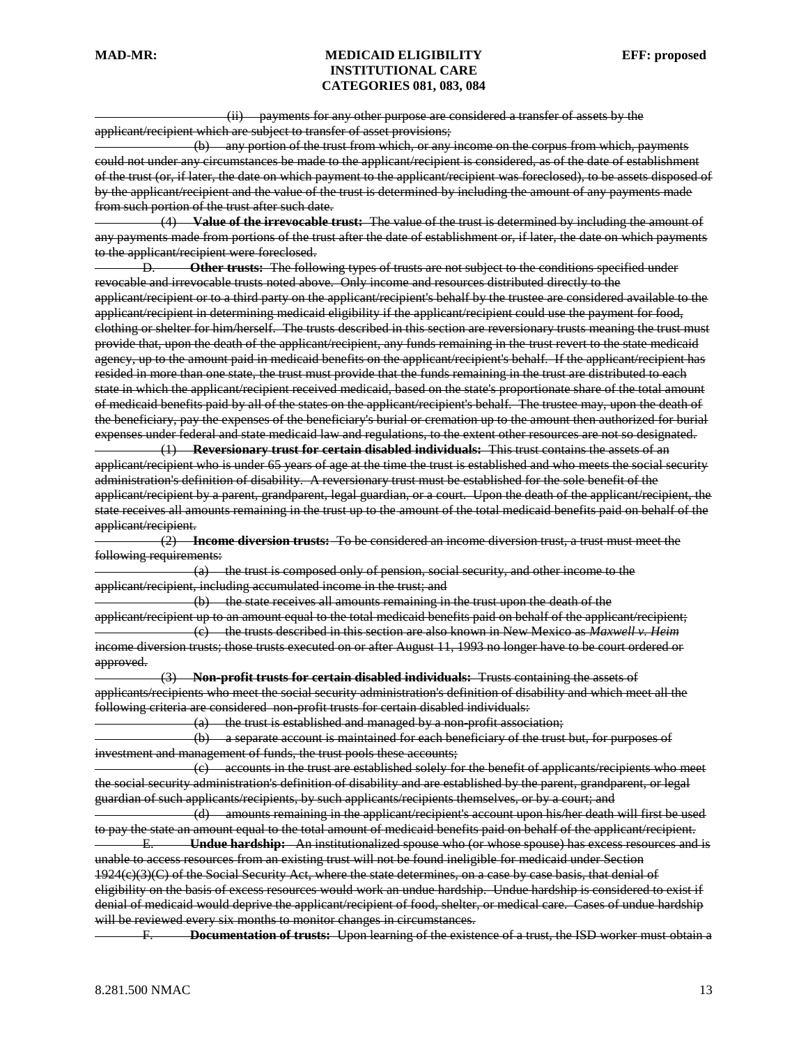(ii) payments for any other purpose are considered a transfer of assets by the applicant/recipient which are subject to transfer of asset provisions;

(b) any portion of the trust from which, or any income on the corpus from which, payments could not under any circumstances be made to the applicant/recipient is considered, as of the date of establishment of the trust (or, if later, the date on which payment to the applicant/recipient was foreclosed), to be assets disposed of by the applicant/recipient and the value of the trust is determined by including the amount of any payments made from such portion of the trust after such date.

(4) **Value of the irrevocable trust:** The value of the trust is determined by including the amount of any payments made from portions of the trust after the date of establishment or, if later, the date on which payments to the applicant/recipient were foreclosed.

D. **Other trusts:** The following types of trusts are not subject to the conditions specified under revocable and irrevocable trusts noted above. Only income and resources distributed directly to the applicant/recipient or to a third party on the applicant/recipient's behalf by the trustee are considered available to the applicant/recipient in determining medicaid eligibility if the applicant/recipient could use the payment for food, clothing or shelter for him/herself. The trusts described in this section are reversionary trusts meaning the trust must provide that, upon the death of the applicant/recipient, any funds remaining in the trust revert to the state medicaid agency, up to the amount paid in medicaid benefits on the applicant/recipient's behalf. If the applicant/recipient has resided in more than one state, the trust must provide that the funds remaining in the trust are distributed to each state in which the applicant/recipient received medicaid, based on the state's proportionate share of the total amount of medicaid benefits paid by all of the states on the applicant/recipient's behalf. The trustee may, upon the death of the beneficiary, pay the expenses of the beneficiary's burial or cremation up to the amount then authorized for burial expenses under federal and state medicaid law and regulations, to the extent other resources are not so designated.

(1) **Reversionary trust for certain disabled individuals:** This trust contains the assets of an applicant/recipient who is under 65 years of age at the time the trust is established and who meets the social security administration's definition of disability. A reversionary trust must be established for the sole benefit of the applicant/recipient by a parent, grandparent, legal guardian, or a court. Upon the death of the applicant/recipient, the state receives all amounts remaining in the trust up to the amount of the total medicaid benefits paid on behalf of the applicant/recipient.

(2) **Income diversion trusts:** To be considered an income diversion trust, a trust must meet the following requirements:

(a) the trust is composed only of pension, social security, and other income to the applicant/recipient, including accumulated income in the trust; and

(b) the state receives all amounts remaining in the trust upon the death of the applicant/recipient up to an amount equal to the total medicaid benefits paid on behalf of the applicant/recipient;

(c) the trusts described in this section are also known in New Mexico as *Maxwell v. Heim* income diversion trusts; those trusts executed on or after August 11, 1993 no longer have to be court ordered or approved.

(3) **Non-profit trusts for certain disabled individuals:** Trusts containing the assets of applicants/recipients who meet the social security administration's definition of disability and which meet all the following criteria are considered non-profit trusts for certain disabled individuals:

(a) the trust is established and managed by a non-profit association;

(b) a separate account is maintained for each beneficiary of the trust but, for purposes of investment and management of funds, the trust pools these accounts;

(c) accounts in the trust are established solely for the benefit of applicants/recipients who meet the social security administration's definition of disability and are established by the parent, grandparent, or legal guardian of such applicants/recipients, by such applicants/recipients themselves, or by a court; and

(d) amounts remaining in the applicant/recipient's account upon his/her death will first be used to pay the state an amount equal to the total amount of medicaid benefits paid on behalf of the applicant/recipient.

E. **Undue hardship:** An institutionalized spouse who (or whose spouse) has excess resources and is unable to access resources from an existing trust will not be found ineligible for medicaid under Section 1924(c)(3)(C) of the Social Security Act, where the state determines, on a case by case basis, that denial of eligibility on the basis of excess resources would work an undue hardship. Undue hardship is considered to exist if denial of medicaid would deprive the applicant/recipient of food, shelter, or medical care. Cases of undue hardship will be reviewed every six months to monitor changes in circumstances.

F. **Documentation of trusts:** Upon learning of the existence of a trust, the ISD worker must obtain a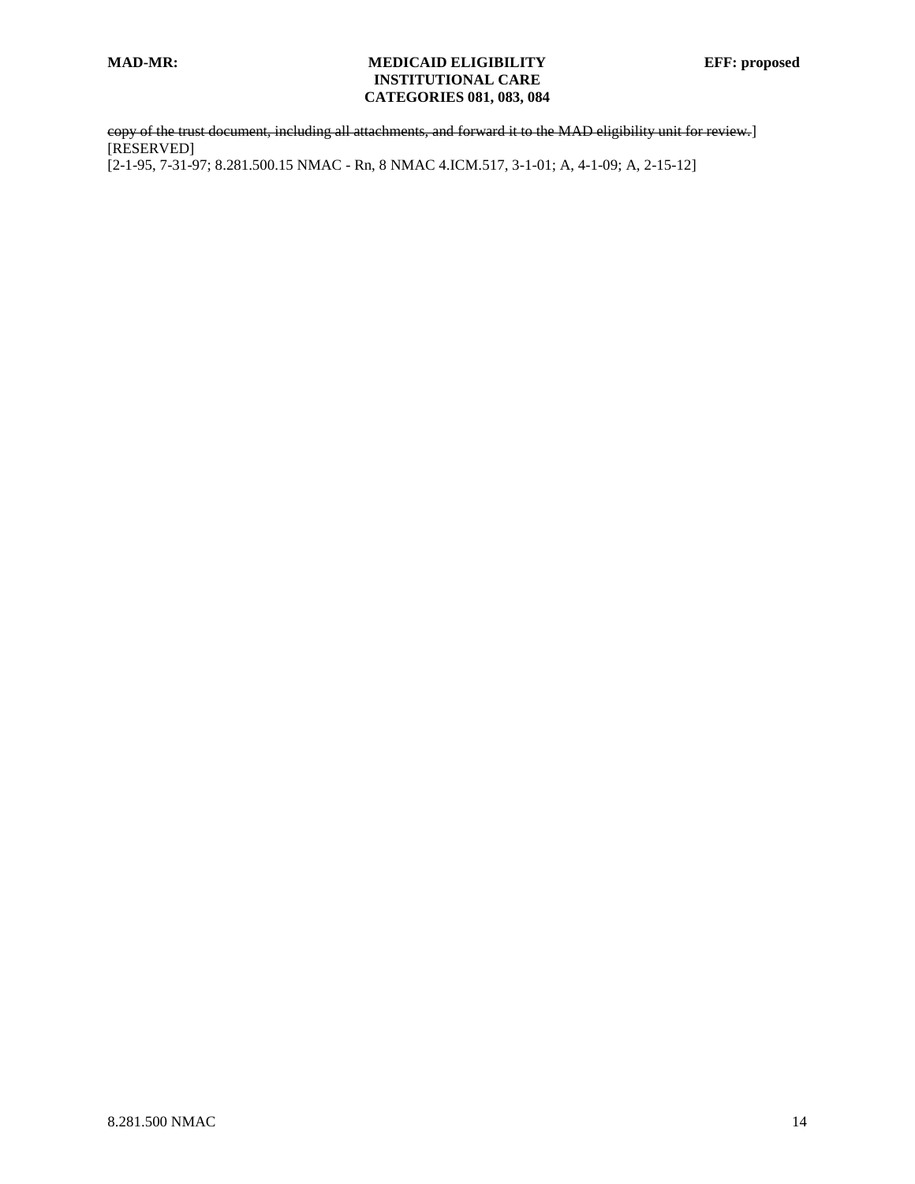~~copy of the trust document, including all attachments, and forward it to the MAD eligibility unit for review.~~]
[RESERVED]
[2-1-95, 7-31-97; 8.281.500.15 NMAC - Rn, 8 NMAC 4.ICM.517, 3-1-01; A, 4-1-09; A, 2-15-12]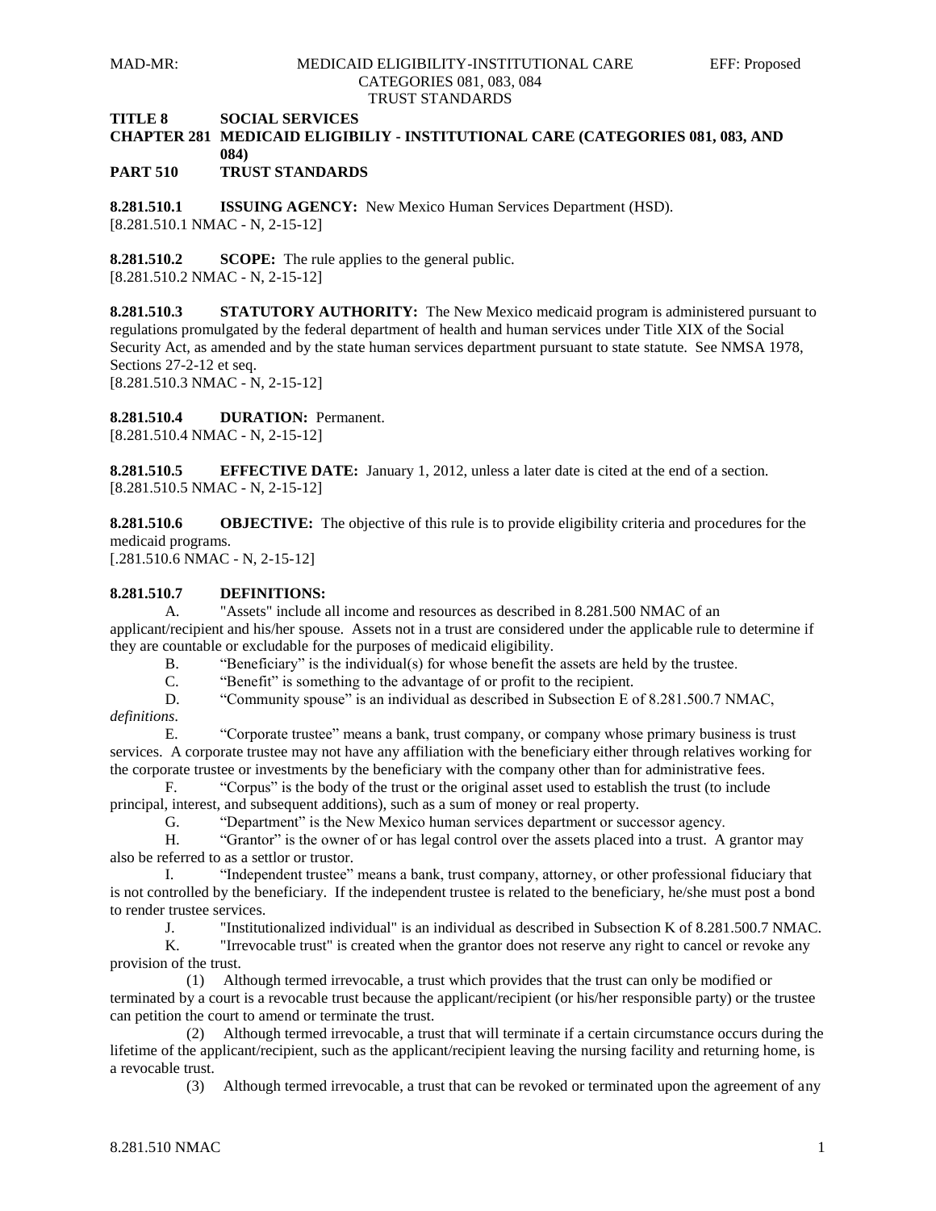**TITLE 8 SOCIAL SERVICES**
**CHAPTER 281 MEDICAID ELIGIBILIY - INSTITUTIONAL CARE (CATEGORIES 081, 083, AND 084)**
**PART 510 TRUST STANDARDS**

**8.281.510.1 ISSUING AGENCY:** New Mexico Human Services Department (HSD).
[8.281.510.1 NMAC - N, 2-15-12]

**8.281.510.2 SCOPE:** The rule applies to the general public.
[8.281.510.2 NMAC - N, 2-15-12]

**8.281.510.3 STATUTORY AUTHORITY:** The New Mexico medicaid program is administered pursuant to regulations promulgated by the federal department of health and human services under Title XIX of the Social Security Act, as amended and by the state human services department pursuant to state statute. See NMSA 1978, Sections 27-2-12 et seq.
[8.281.510.3 NMAC - N, 2-15-12]

**8.281.510.4 DURATION:** Permanent.
[8.281.510.4 NMAC - N, 2-15-12]

**8.281.510.5 EFFECTIVE DATE:** January 1, 2012, unless a later date is cited at the end of a section.
[8.281.510.5 NMAC - N, 2-15-12]

**8.281.510.6 OBJECTIVE:** The objective of this rule is to provide eligibility criteria and procedures for the medicaid programs.
[.281.510.6 NMAC - N, 2-15-12]

**8.281.510.7 DEFINITIONS:**

A. "Assets" include all income and resources as described in 8.281.500 NMAC of an applicant/recipient and his/her spouse. Assets not in a trust are considered under the applicable rule to determine if they are countable or excludable for the purposes of medicaid eligibility.

B. "Beneficiary" is the individual(s) for whose benefit the assets are held by the trustee.

C. "Benefit" is something to the advantage of or profit to the recipient.

D. "Community spouse" is an individual as described in Subsection E of 8.281.500.7 NMAC, *definitions*.

E. "Corporate trustee" means a bank, trust company, or company whose primary business is trust services. A corporate trustee may not have any affiliation with the beneficiary either through relatives working for the corporate trustee or investments by the beneficiary with the company other than for administrative fees.

F. "Corpus" is the body of the trust or the original asset used to establish the trust (to include principal, interest, and subsequent additions), such as a sum of money or real property.

G. "Department" is the New Mexico human services department or successor agency.

H. "Grantor" is the owner of or has legal control over the assets placed into a trust. A grantor may also be referred to as a settlor or trustor.

I. "Independent trustee" means a bank, trust company, attorney, or other professional fiduciary that is not controlled by the beneficiary. If the independent trustee is related to the beneficiary, he/she must post a bond to render trustee services.

J. "Institutionalized individual" is an individual as described in Subsection K of 8.281.500.7 NMAC.

K. "Irrevocable trust" is created when the grantor does not reserve any right to cancel or revoke any provision of the trust.

(1) Although termed irrevocable, a trust which provides that the trust can only be modified or terminated by a court is a revocable trust because the applicant/recipient (or his/her responsible party) or the trustee can petition the court to amend or terminate the trust.

(2) Although termed irrevocable, a trust that will terminate if a certain circumstance occurs during the lifetime of the applicant/recipient, such as the applicant/recipient leaving the nursing facility and returning home, is a revocable trust.

(3) Although termed irrevocable, a trust that can be revoked or terminated upon the agreement of any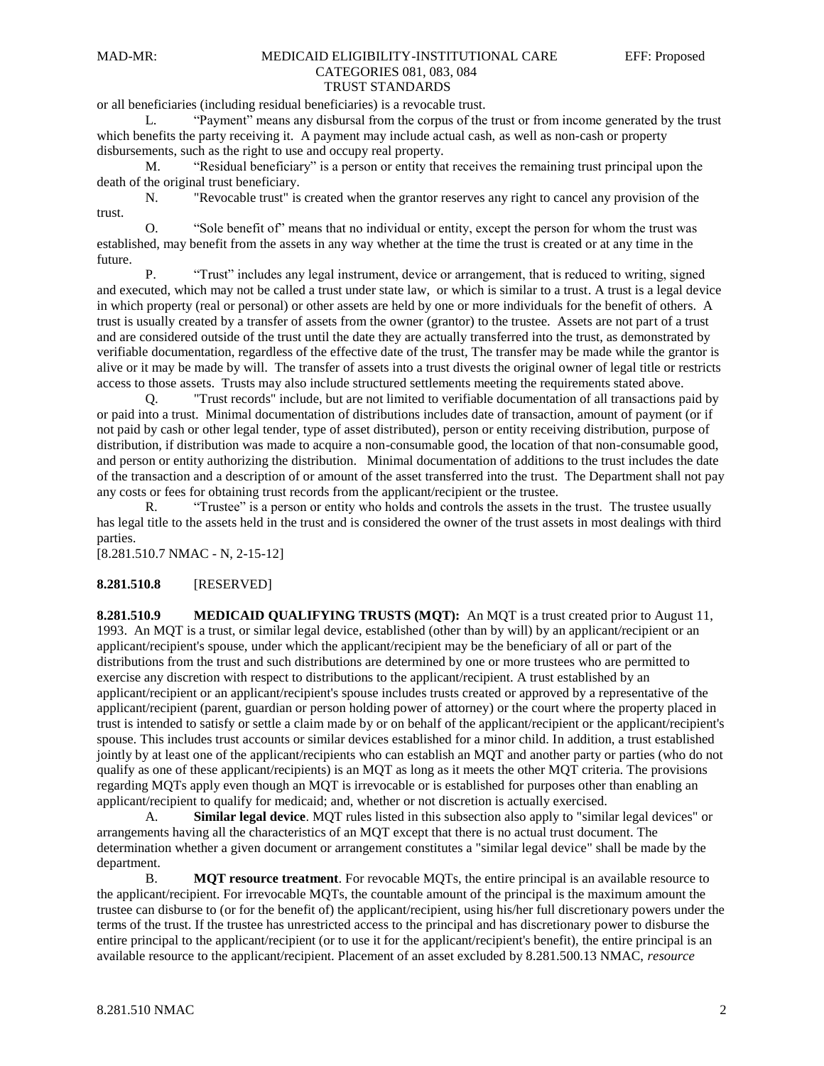or all beneficiaries (including residual beneficiaries) is a revocable trust.

L. "Payment" means any disbursal from the corpus of the trust or from income generated by the trust which benefits the party receiving it. A payment may include actual cash, as well as non-cash or property disbursements, such as the right to use and occupy real property.

M. "Residual beneficiary" is a person or entity that receives the remaining trust principal upon the death of the original trust beneficiary.

N. "Revocable trust" is created when the grantor reserves any right to cancel any provision of the trust.

O. "Sole benefit of" means that no individual or entity, except the person for whom the trust was established, may benefit from the assets in any way whether at the time the trust is created or at any time in the future.

P. "Trust" includes any legal instrument, device or arrangement, that is reduced to writing, signed and executed, which may not be called a trust under state law, or which is similar to a trust. A trust is a legal device in which property (real or personal) or other assets are held by one or more individuals for the benefit of others. A trust is usually created by a transfer of assets from the owner (grantor) to the trustee. Assets are not part of a trust and are considered outside of the trust until the date they are actually transferred into the trust, as demonstrated by verifiable documentation, regardless of the effective date of the trust, The transfer may be made while the grantor is alive or it may be made by will. The transfer of assets into a trust divests the original owner of legal title or restricts access to those assets. Trusts may also include structured settlements meeting the requirements stated above.

Q. "Trust records" include, but are not limited to verifiable documentation of all transactions paid by or paid into a trust. Minimal documentation of distributions includes date of transaction, amount of payment (or if not paid by cash or other legal tender, type of asset distributed), person or entity receiving distribution, purpose of distribution, if distribution was made to acquire a non-consumable good, the location of that non-consumable good, and person or entity authorizing the distribution. Minimal documentation of additions to the trust includes the date of the transaction and a description of or amount of the asset transferred into the trust. The Department shall not pay any costs or fees for obtaining trust records from the applicant/recipient or the trustee.

R. "Trustee" is a person or entity who holds and controls the assets in the trust. The trustee usually has legal title to the assets held in the trust and is considered the owner of the trust assets in most dealings with third parties.

[8.281.510.7 NMAC - N, 2-15-12]

**8.281.510.8** [RESERVED]

**8.281.510.9 MEDICAID QUALIFYING TRUSTS (MQT):** An MQT is a trust created prior to August 11, 1993. An MQT is a trust, or similar legal device, established (other than by will) by an applicant/recipient or an applicant/recipient's spouse, under which the applicant/recipient may be the beneficiary of all or part of the distributions from the trust and such distributions are determined by one or more trustees who are permitted to exercise any discretion with respect to distributions to the applicant/recipient. A trust established by an applicant/recipient or an applicant/recipient's spouse includes trusts created or approved by a representative of the applicant/recipient (parent, guardian or person holding power of attorney) or the court where the property placed in trust is intended to satisfy or settle a claim made by or on behalf of the applicant/recipient or the applicant/recipient's spouse. This includes trust accounts or similar devices established for a minor child. In addition, a trust established jointly by at least one of the applicant/recipients who can establish an MQT and another party or parties (who do not qualify as one of these applicant/recipients) is an MQT as long as it meets the other MQT criteria. The provisions regarding MQTs apply even though an MQT is irrevocable or is established for purposes other than enabling an applicant/recipient to qualify for medicaid; and, whether or not discretion is actually exercised.

A. **Similar legal device**. MQT rules listed in this subsection also apply to "similar legal devices" or arrangements having all the characteristics of an MQT except that there is no actual trust document. The determination whether a given document or arrangement constitutes a "similar legal device" shall be made by the department.

B. **MQT resource treatment**. For revocable MQTs, the entire principal is an available resource to the applicant/recipient. For irrevocable MQTs, the countable amount of the principal is the maximum amount the trustee can disburse to (or for the benefit of) the applicant/recipient, using his/her full discretionary powers under the terms of the trust. If the trustee has unrestricted access to the principal and has discretionary power to disburse the entire principal to the applicant/recipient (or to use it for the applicant/recipient's benefit), the entire principal is an available resource to the applicant/recipient. Placement of an asset excluded by 8.281.500.13 NMAC, *resource*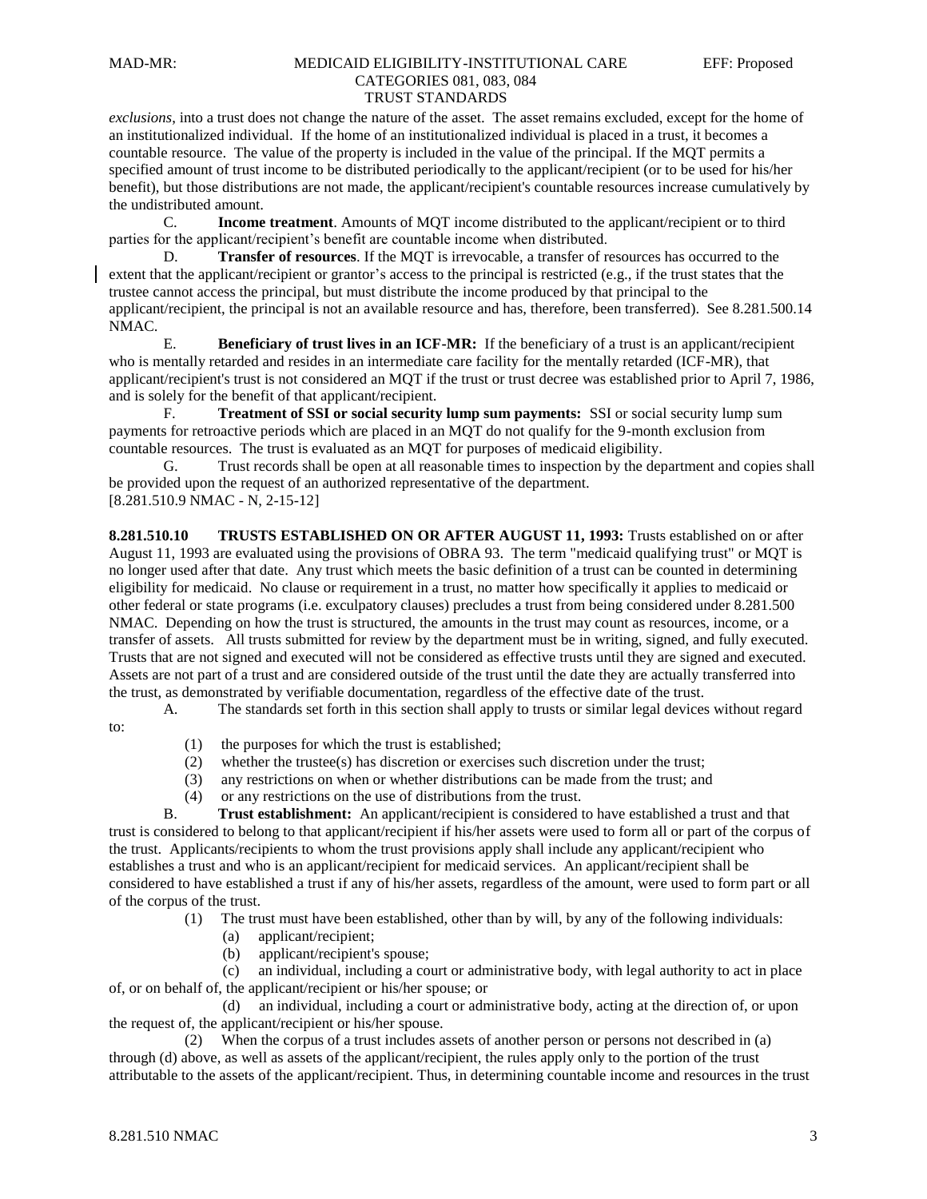*exclusions*, into a trust does not change the nature of the asset. The asset remains excluded, except for the home of an institutionalized individual. If the home of an institutionalized individual is placed in a trust, it becomes a countable resource. The value of the property is included in the value of the principal. If the MQT permits a specified amount of trust income to be distributed periodically to the applicant/recipient (or to be used for his/her benefit), but those distributions are not made, the applicant/recipient's countable resources increase cumulatively by the undistributed amount.

C. **Income treatment**. Amounts of MQT income distributed to the applicant/recipient or to third parties for the applicant/recipient's benefit are countable income when distributed.

D. **Transfer of resources**. If the MQT is irrevocable, a transfer of resources has occurred to the extent that the applicant/recipient or grantor's access to the principal is restricted (e.g., if the trust states that the trustee cannot access the principal, but must distribute the income produced by that principal to the applicant/recipient, the principal is not an available resource and has, therefore, been transferred). See 8.281.500.14 NMAC.

E. **Beneficiary of trust lives in an ICF-MR:** If the beneficiary of a trust is an applicant/recipient who is mentally retarded and resides in an intermediate care facility for the mentally retarded (ICF-MR), that applicant/recipient's trust is not considered an MQT if the trust or trust decree was established prior to April 7, 1986, and is solely for the benefit of that applicant/recipient.

F. **Treatment of SSI or social security lump sum payments:** SSI or social security lump sum payments for retroactive periods which are placed in an MQT do not qualify for the 9-month exclusion from countable resources. The trust is evaluated as an MQT for purposes of medicaid eligibility.

G. Trust records shall be open at all reasonable times to inspection by the department and copies shall be provided upon the request of an authorized representative of the department.

[8.281.510.9 NMAC - N, 2-15-12]

**8.281.510.10 TRUSTS ESTABLISHED ON OR AFTER AUGUST 11, 1993:** Trusts established on or after August 11, 1993 are evaluated using the provisions of OBRA 93. The term "medicaid qualifying trust" or MQT is no longer used after that date. Any trust which meets the basic definition of a trust can be counted in determining eligibility for medicaid. No clause or requirement in a trust, no matter how specifically it applies to medicaid or other federal or state programs (i.e. exculpatory clauses) precludes a trust from being considered under 8.281.500 NMAC. Depending on how the trust is structured, the amounts in the trust may count as resources, income, or a transfer of assets. All trusts submitted for review by the department must be in writing, signed, and fully executed. Trusts that are not signed and executed will not be considered as effective trusts until they are signed and executed. Assets are not part of a trust and are considered outside of the trust until the date they are actually transferred into the trust, as demonstrated by verifiable documentation, regardless of the effective date of the trust.

A. The standards set forth in this section shall apply to trusts or similar legal devices without regard to:

(1) the purposes for which the trust is established;

(2) whether the trustee(s) has discretion or exercises such discretion under the trust;

(3) any restrictions on when or whether distributions can be made from the trust; and

(4) or any restrictions on the use of distributions from the trust.

B. **Trust establishment:** An applicant/recipient is considered to have established a trust and that trust is considered to belong to that applicant/recipient if his/her assets were used to form all or part of the corpus of the trust. Applicants/recipients to whom the trust provisions apply shall include any applicant/recipient who establishes a trust and who is an applicant/recipient for medicaid services. An applicant/recipient shall be considered to have established a trust if any of his/her assets, regardless of the amount, were used to form part or all of the corpus of the trust.

(1) The trust must have been established, other than by will, by any of the following individuals:

(a) applicant/recipient;

(b) applicant/recipient's spouse;

(c) an individual, including a court or administrative body, with legal authority to act in place of, or on behalf of, the applicant/recipient or his/her spouse; or

(d) an individual, including a court or administrative body, acting at the direction of, or upon the request of, the applicant/recipient or his/her spouse.

(2) When the corpus of a trust includes assets of another person or persons not described in (a) through (d) above, as well as assets of the applicant/recipient, the rules apply only to the portion of the trust attributable to the assets of the applicant/recipient. Thus, in determining countable income and resources in the trust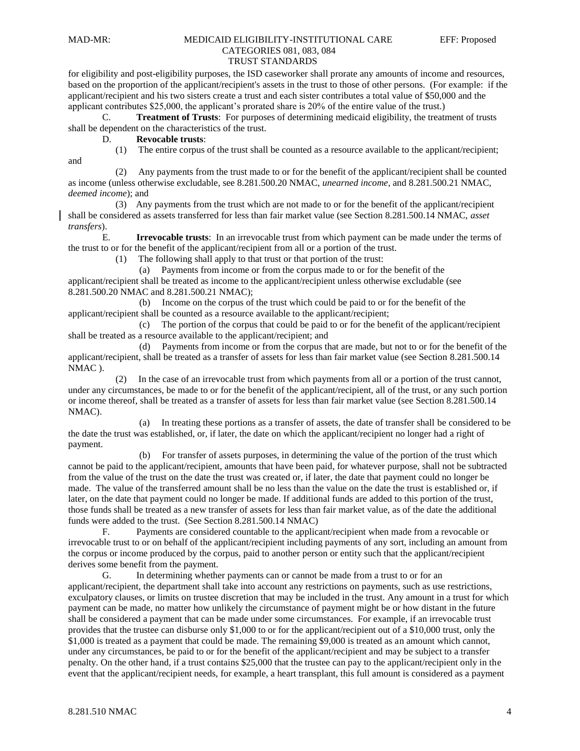for eligibility and post-eligibility purposes, the ISD caseworker shall prorate any amounts of income and resources, based on the proportion of the applicant/recipient's assets in the trust to those of other persons. (For example: if the applicant/recipient and his two sisters create a trust and each sister contributes a total value of $50,000 and the applicant contributes $25,000, the applicant's prorated share is 20% of the entire value of the trust.)

C. **Treatment of Trusts**: For purposes of determining medicaid eligibility, the treatment of trusts shall be dependent on the characteristics of the trust.

D. **Revocable trusts**:

(1) The entire corpus of the trust shall be counted as a resource available to the applicant/recipient; and

(2) Any payments from the trust made to or for the benefit of the applicant/recipient shall be counted as income (unless otherwise excludable, see 8.281.500.20 NMAC, *unearned income*, and 8.281.500.21 NMAC, *deemed income*); and

(3) Any payments from the trust which are not made to or for the benefit of the applicant/recipient shall be considered as assets transferred for less than fair market value (see Section 8.281.500.14 NMAC, *asset transfers*).

E. **Irrevocable trusts**: In an irrevocable trust from which payment can be made under the terms of the trust to or for the benefit of the applicant/recipient from all or a portion of the trust.

(1) The following shall apply to that trust or that portion of the trust:

(a) Payments from income or from the corpus made to or for the benefit of the applicant/recipient shall be treated as income to the applicant/recipient unless otherwise excludable (see 8.281.500.20 NMAC and 8.281.500.21 NMAC);

(b) Income on the corpus of the trust which could be paid to or for the benefit of the applicant/recipient shall be counted as a resource available to the applicant/recipient;

(c) The portion of the corpus that could be paid to or for the benefit of the applicant/recipient shall be treated as a resource available to the applicant/recipient; and

(d) Payments from income or from the corpus that are made, but not to or for the benefit of the applicant/recipient, shall be treated as a transfer of assets for less than fair market value (see Section 8.281.500.14 NMAC ).

(2) In the case of an irrevocable trust from which payments from all or a portion of the trust cannot, under any circumstances, be made to or for the benefit of the applicant/recipient, all of the trust, or any such portion or income thereof, shall be treated as a transfer of assets for less than fair market value (see Section 8.281.500.14 NMAC).

(a) In treating these portions as a transfer of assets, the date of transfer shall be considered to be the date the trust was established, or, if later, the date on which the applicant/recipient no longer had a right of payment.

(b) For transfer of assets purposes, in determining the value of the portion of the trust which cannot be paid to the applicant/recipient, amounts that have been paid, for whatever purpose, shall not be subtracted from the value of the trust on the date the trust was created or, if later, the date that payment could no longer be made. The value of the transferred amount shall be no less than the value on the date the trust is established or, if later, on the date that payment could no longer be made. If additional funds are added to this portion of the trust, those funds shall be treated as a new transfer of assets for less than fair market value, as of the date the additional funds were added to the trust. (See Section 8.281.500.14 NMAC)

F. Payments are considered countable to the applicant/recipient when made from a revocable or irrevocable trust to or on behalf of the applicant/recipient including payments of any sort, including an amount from the corpus or income produced by the corpus, paid to another person or entity such that the applicant/recipient derives some benefit from the payment.

G. In determining whether payments can or cannot be made from a trust to or for an applicant/recipient, the department shall take into account any restrictions on payments, such as use restrictions, exculpatory clauses, or limits on trustee discretion that may be included in the trust. Any amount in a trust for which payment can be made, no matter how unlikely the circumstance of payment might be or how distant in the future shall be considered a payment that can be made under some circumstances. For example, if an irrevocable trust provides that the trustee can disburse only $1,000 to or for the applicant/recipient out of a $10,000 trust, only the $1,000 is treated as a payment that could be made. The remaining $9,000 is treated as an amount which cannot, under any circumstances, be paid to or for the benefit of the applicant/recipient and may be subject to a transfer penalty. On the other hand, if a trust contains $25,000 that the trustee can pay to the applicant/recipient only in the event that the applicant/recipient needs, for example, a heart transplant, this full amount is considered as a payment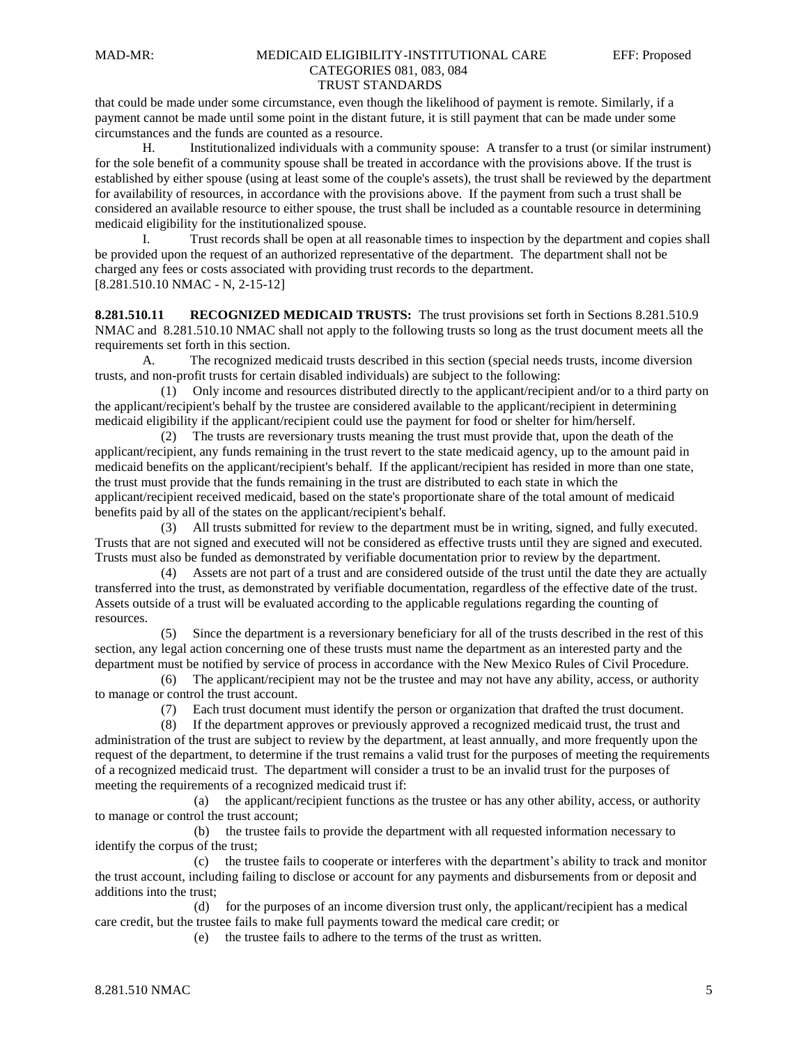that could be made under some circumstance, even though the likelihood of payment is remote. Similarly, if a payment cannot be made until some point in the distant future, it is still payment that can be made under some circumstances and the funds are counted as a resource.

H. Institutionalized individuals with a community spouse: A transfer to a trust (or similar instrument) for the sole benefit of a community spouse shall be treated in accordance with the provisions above. If the trust is established by either spouse (using at least some of the couple's assets), the trust shall be reviewed by the department for availability of resources, in accordance with the provisions above. If the payment from such a trust shall be considered an available resource to either spouse, the trust shall be included as a countable resource in determining medicaid eligibility for the institutionalized spouse.

I. Trust records shall be open at all reasonable times to inspection by the department and copies shall be provided upon the request of an authorized representative of the department. The department shall not be charged any fees or costs associated with providing trust records to the department.

[8.281.510.10 NMAC - N, 2-15-12]

**8.281.510.11 RECOGNIZED MEDICAID TRUSTS:** The trust provisions set forth in Sections 8.281.510.9 NMAC and 8.281.510.10 NMAC shall not apply to the following trusts so long as the trust document meets all the requirements set forth in this section.

A. The recognized medicaid trusts described in this section (special needs trusts, income diversion trusts, and non-profit trusts for certain disabled individuals) are subject to the following:

(1) Only income and resources distributed directly to the applicant/recipient and/or to a third party on the applicant/recipient's behalf by the trustee are considered available to the applicant/recipient in determining medicaid eligibility if the applicant/recipient could use the payment for food or shelter for him/herself.

(2) The trusts are reversionary trusts meaning the trust must provide that, upon the death of the applicant/recipient, any funds remaining in the trust revert to the state medicaid agency, up to the amount paid in medicaid benefits on the applicant/recipient's behalf. If the applicant/recipient has resided in more than one state, the trust must provide that the funds remaining in the trust are distributed to each state in which the applicant/recipient received medicaid, based on the state's proportionate share of the total amount of medicaid benefits paid by all of the states on the applicant/recipient's behalf.

(3) All trusts submitted for review to the department must be in writing, signed, and fully executed. Trusts that are not signed and executed will not be considered as effective trusts until they are signed and executed. Trusts must also be funded as demonstrated by verifiable documentation prior to review by the department.

(4) Assets are not part of a trust and are considered outside of the trust until the date they are actually transferred into the trust, as demonstrated by verifiable documentation, regardless of the effective date of the trust. Assets outside of a trust will be evaluated according to the applicable regulations regarding the counting of resources.

(5) Since the department is a reversionary beneficiary for all of the trusts described in the rest of this section, any legal action concerning one of these trusts must name the department as an interested party and the department must be notified by service of process in accordance with the New Mexico Rules of Civil Procedure.

(6) The applicant/recipient may not be the trustee and may not have any ability, access, or authority to manage or control the trust account.

(7) Each trust document must identify the person or organization that drafted the trust document.

(8) If the department approves or previously approved a recognized medicaid trust, the trust and administration of the trust are subject to review by the department, at least annually, and more frequently upon the request of the department, to determine if the trust remains a valid trust for the purposes of meeting the requirements of a recognized medicaid trust. The department will consider a trust to be an invalid trust for the purposes of meeting the requirements of a recognized medicaid trust if:

(a) the applicant/recipient functions as the trustee or has any other ability, access, or authority to manage or control the trust account;

(b) the trustee fails to provide the department with all requested information necessary to identify the corpus of the trust;

(c) the trustee fails to cooperate or interferes with the department's ability to track and monitor the trust account, including failing to disclose or account for any payments and disbursements from or deposit and additions into the trust;

(d) for the purposes of an income diversion trust only, the applicant/recipient has a medical care credit, but the trustee fails to make full payments toward the medical care credit; or

(e) the trustee fails to adhere to the terms of the trust as written.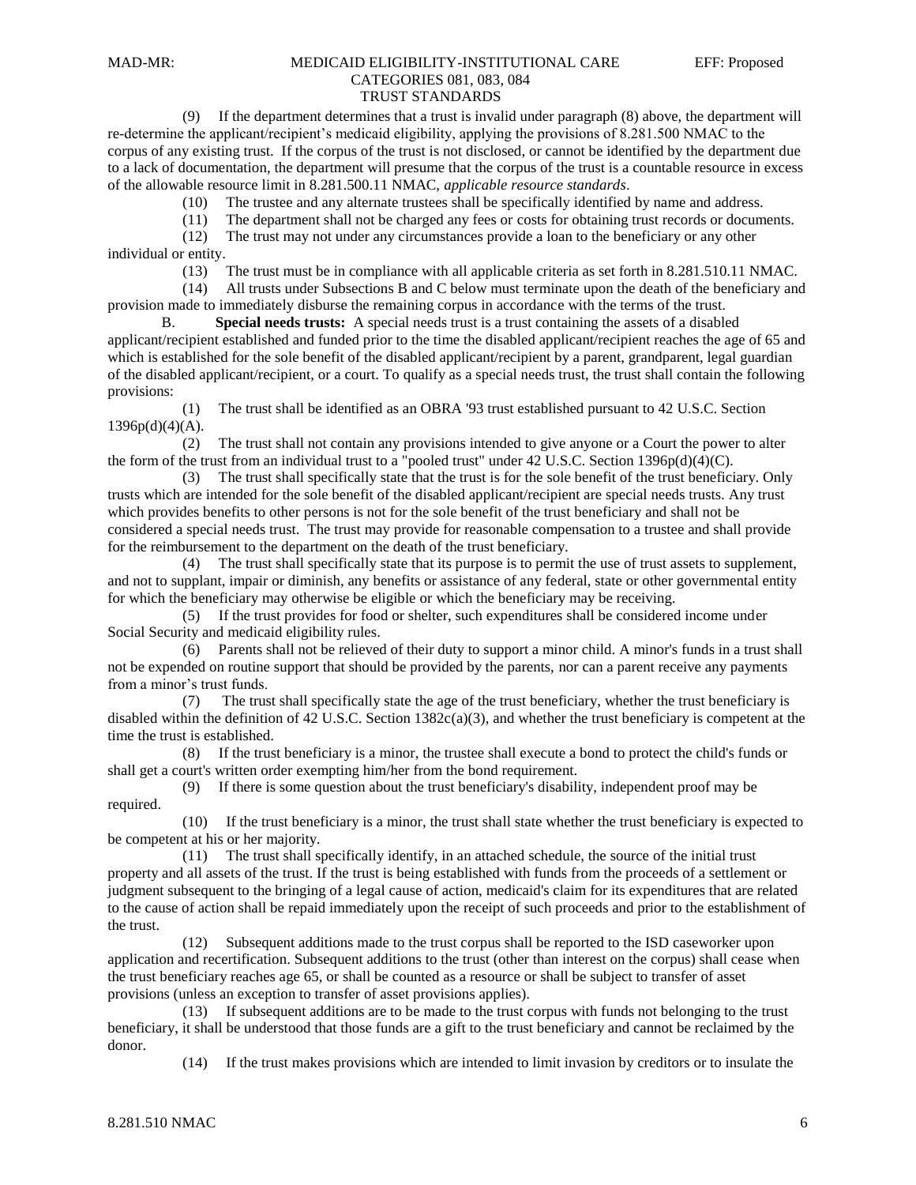(9) If the department determines that a trust is invalid under paragraph (8) above, the department will re-determine the applicant/recipient's medicaid eligibility, applying the provisions of 8.281.500 NMAC to the corpus of any existing trust. If the corpus of the trust is not disclosed, or cannot be identified by the department due to a lack of documentation, the department will presume that the corpus of the trust is a countable resource in excess of the allowable resource limit in 8.281.500.11 NMAC, *applicable resource standards*.

(10) The trustee and any alternate trustees shall be specifically identified by name and address.

(11) The department shall not be charged any fees or costs for obtaining trust records or documents.

(12) The trust may not under any circumstances provide a loan to the beneficiary or any other individual or entity.

(13) The trust must be in compliance with all applicable criteria as set forth in 8.281.510.11 NMAC.

(14) All trusts under Subsections B and C below must terminate upon the death of the beneficiary and provision made to immediately disburse the remaining corpus in accordance with the terms of the trust.

B. **Special needs trusts:** A special needs trust is a trust containing the assets of a disabled applicant/recipient established and funded prior to the time the disabled applicant/recipient reaches the age of 65 and which is established for the sole benefit of the disabled applicant/recipient by a parent, grandparent, legal guardian of the disabled applicant/recipient, or a court. To qualify as a special needs trust, the trust shall contain the following provisions:

(1) The trust shall be identified as an OBRA '93 trust established pursuant to 42 U.S.C. Section 1396p(d)(4)(A).

(2) The trust shall not contain any provisions intended to give anyone or a Court the power to alter the form of the trust from an individual trust to a "pooled trust" under 42 U.S.C. Section 1396p(d)(4)(C).

(3) The trust shall specifically state that the trust is for the sole benefit of the trust beneficiary. Only trusts which are intended for the sole benefit of the disabled applicant/recipient are special needs trusts. Any trust which provides benefits to other persons is not for the sole benefit of the trust beneficiary and shall not be considered a special needs trust. The trust may provide for reasonable compensation to a trustee and shall provide for the reimbursement to the department on the death of the trust beneficiary.

(4) The trust shall specifically state that its purpose is to permit the use of trust assets to supplement, and not to supplant, impair or diminish, any benefits or assistance of any federal, state or other governmental entity for which the beneficiary may otherwise be eligible or which the beneficiary may be receiving.

(5) If the trust provides for food or shelter, such expenditures shall be considered income under Social Security and medicaid eligibility rules.

(6) Parents shall not be relieved of their duty to support a minor child. A minor's funds in a trust shall not be expended on routine support that should be provided by the parents, nor can a parent receive any payments from a minor's trust funds.

(7) The trust shall specifically state the age of the trust beneficiary, whether the trust beneficiary is disabled within the definition of 42 U.S.C. Section 1382c(a)(3), and whether the trust beneficiary is competent at the time the trust is established.

(8) If the trust beneficiary is a minor, the trustee shall execute a bond to protect the child's funds or shall get a court's written order exempting him/her from the bond requirement.

(9) If there is some question about the trust beneficiary's disability, independent proof may be required.

(10) If the trust beneficiary is a minor, the trust shall state whether the trust beneficiary is expected to be competent at his or her majority.

(11) The trust shall specifically identify, in an attached schedule, the source of the initial trust property and all assets of the trust. If the trust is being established with funds from the proceeds of a settlement or judgment subsequent to the bringing of a legal cause of action, medicaid's claim for its expenditures that are related to the cause of action shall be repaid immediately upon the receipt of such proceeds and prior to the establishment of the trust.

(12) Subsequent additions made to the trust corpus shall be reported to the ISD caseworker upon application and recertification. Subsequent additions to the trust (other than interest on the corpus) shall cease when the trust beneficiary reaches age 65, or shall be counted as a resource or shall be subject to transfer of asset provisions (unless an exception to transfer of asset provisions applies).

(13) If subsequent additions are to be made to the trust corpus with funds not belonging to the trust beneficiary, it shall be understood that those funds are a gift to the trust beneficiary and cannot be reclaimed by the donor.

(14) If the trust makes provisions which are intended to limit invasion by creditors or to insulate the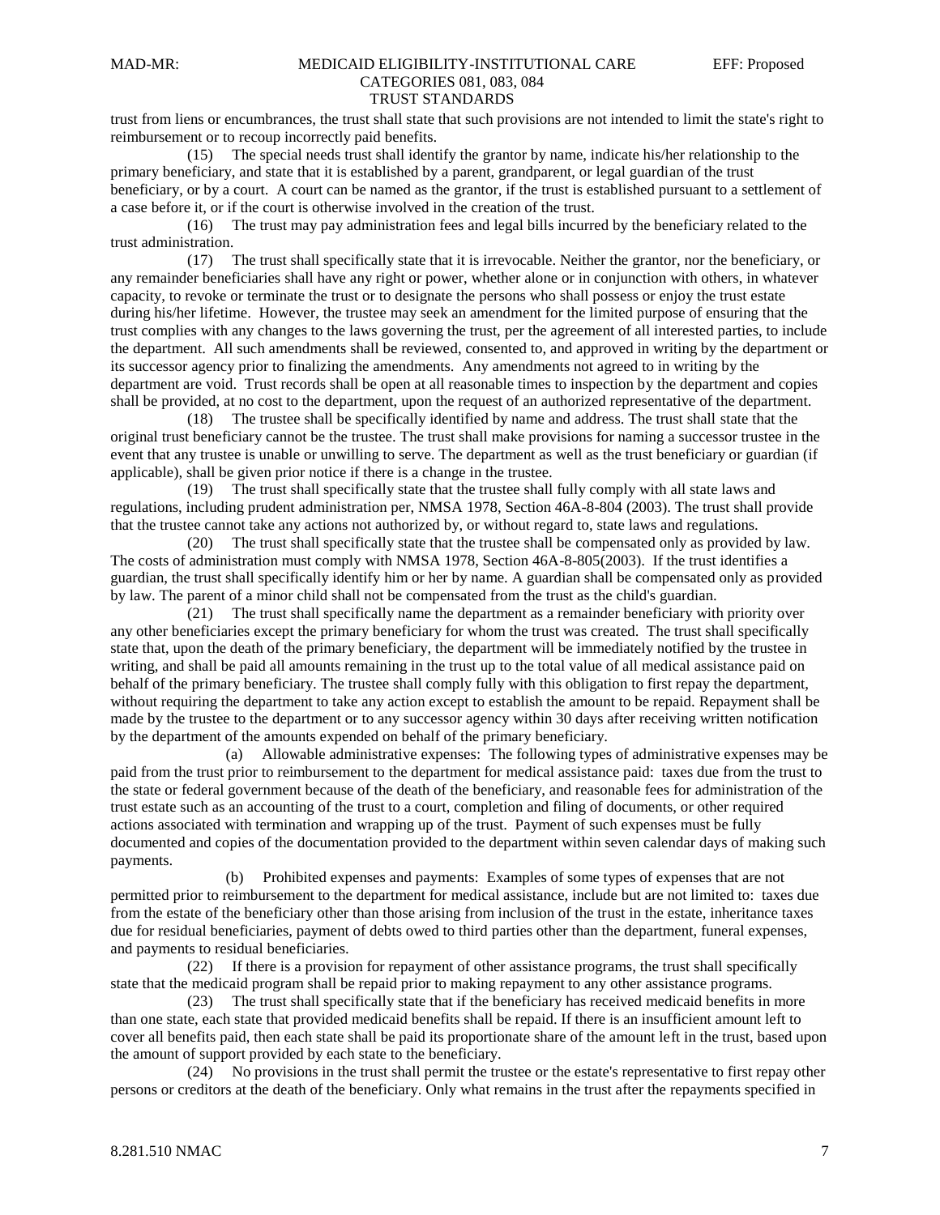trust from liens or encumbrances, the trust shall state that such provisions are not intended to limit the state's right to reimbursement or to recoup incorrectly paid benefits.

(15) The special needs trust shall identify the grantor by name, indicate his/her relationship to the primary beneficiary, and state that it is established by a parent, grandparent, or legal guardian of the trust beneficiary, or by a court. A court can be named as the grantor, if the trust is established pursuant to a settlement of a case before it, or if the court is otherwise involved in the creation of the trust.

(16) The trust may pay administration fees and legal bills incurred by the beneficiary related to the trust administration.

(17) The trust shall specifically state that it is irrevocable. Neither the grantor, nor the beneficiary, or any remainder beneficiaries shall have any right or power, whether alone or in conjunction with others, in whatever capacity, to revoke or terminate the trust or to designate the persons who shall possess or enjoy the trust estate during his/her lifetime. However, the trustee may seek an amendment for the limited purpose of ensuring that the trust complies with any changes to the laws governing the trust, per the agreement of all interested parties, to include the department. All such amendments shall be reviewed, consented to, and approved in writing by the department or its successor agency prior to finalizing the amendments. Any amendments not agreed to in writing by the department are void. Trust records shall be open at all reasonable times to inspection by the department and copies shall be provided, at no cost to the department, upon the request of an authorized representative of the department.

(18) The trustee shall be specifically identified by name and address. The trust shall state that the original trust beneficiary cannot be the trustee. The trust shall make provisions for naming a successor trustee in the event that any trustee is unable or unwilling to serve. The department as well as the trust beneficiary or guardian (if applicable), shall be given prior notice if there is a change in the trustee.

(19) The trust shall specifically state that the trustee shall fully comply with all state laws and regulations, including prudent administration per, NMSA 1978, Section 46A-8-804 (2003). The trust shall provide that the trustee cannot take any actions not authorized by, or without regard to, state laws and regulations.

(20) The trust shall specifically state that the trustee shall be compensated only as provided by law. The costs of administration must comply with NMSA 1978, Section 46A-8-805(2003). If the trust identifies a guardian, the trust shall specifically identify him or her by name. A guardian shall be compensated only as provided by law. The parent of a minor child shall not be compensated from the trust as the child's guardian.

(21) The trust shall specifically name the department as a remainder beneficiary with priority over any other beneficiaries except the primary beneficiary for whom the trust was created. The trust shall specifically state that, upon the death of the primary beneficiary, the department will be immediately notified by the trustee in writing, and shall be paid all amounts remaining in the trust up to the total value of all medical assistance paid on behalf of the primary beneficiary. The trustee shall comply fully with this obligation to first repay the department, without requiring the department to take any action except to establish the amount to be repaid. Repayment shall be made by the trustee to the department or to any successor agency within 30 days after receiving written notification by the department of the amounts expended on behalf of the primary beneficiary.

(a) Allowable administrative expenses: The following types of administrative expenses may be paid from the trust prior to reimbursement to the department for medical assistance paid: taxes due from the trust to the state or federal government because of the death of the beneficiary, and reasonable fees for administration of the trust estate such as an accounting of the trust to a court, completion and filing of documents, or other required actions associated with termination and wrapping up of the trust. Payment of such expenses must be fully documented and copies of the documentation provided to the department within seven calendar days of making such payments.

(b) Prohibited expenses and payments: Examples of some types of expenses that are not permitted prior to reimbursement to the department for medical assistance, include but are not limited to: taxes due from the estate of the beneficiary other than those arising from inclusion of the trust in the estate, inheritance taxes due for residual beneficiaries, payment of debts owed to third parties other than the department, funeral expenses, and payments to residual beneficiaries.

(22) If there is a provision for repayment of other assistance programs, the trust shall specifically state that the medicaid program shall be repaid prior to making repayment to any other assistance programs.

(23) The trust shall specifically state that if the beneficiary has received medicaid benefits in more than one state, each state that provided medicaid benefits shall be repaid. If there is an insufficient amount left to cover all benefits paid, then each state shall be paid its proportionate share of the amount left in the trust, based upon the amount of support provided by each state to the beneficiary.

(24) No provisions in the trust shall permit the trustee or the estate's representative to first repay other persons or creditors at the death of the beneficiary. Only what remains in the trust after the repayments specified in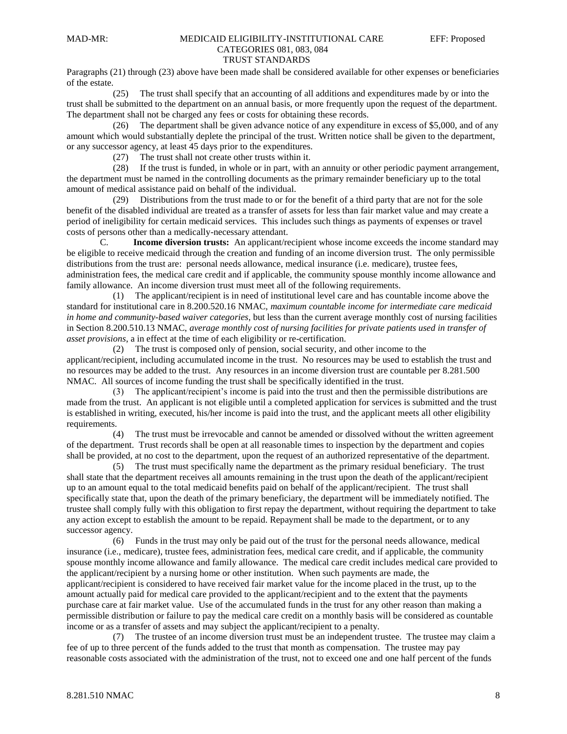Paragraphs (21) through (23) above have been made shall be considered available for other expenses or beneficiaries of the estate.

(25) The trust shall specify that an accounting of all additions and expenditures made by or into the trust shall be submitted to the department on an annual basis, or more frequently upon the request of the department. The department shall not be charged any fees or costs for obtaining these records.

(26) The department shall be given advance notice of any expenditure in excess of $5,000, and of any amount which would substantially deplete the principal of the trust. Written notice shall be given to the department, or any successor agency, at least 45 days prior to the expenditures.

(27) The trust shall not create other trusts within it.

(28) If the trust is funded, in whole or in part, with an annuity or other periodic payment arrangement, the department must be named in the controlling documents as the primary remainder beneficiary up to the total amount of medical assistance paid on behalf of the individual.

(29) Distributions from the trust made to or for the benefit of a third party that are not for the sole benefit of the disabled individual are treated as a transfer of assets for less than fair market value and may create a period of ineligibility for certain medicaid services. This includes such things as payments of expenses or travel costs of persons other than a medically-necessary attendant.

C. **Income diversion trusts:** An applicant/recipient whose income exceeds the income standard may be eligible to receive medicaid through the creation and funding of an income diversion trust. The only permissible distributions from the trust are: personal needs allowance, medical insurance (i.e. medicare), trustee fees, administration fees, the medical care credit and if applicable, the community spouse monthly income allowance and family allowance. An income diversion trust must meet all of the following requirements.

(1) The applicant/recipient is in need of institutional level care and has countable income above the standard for institutional care in 8.200.520.16 NMAC, *maximum countable income for intermediate care medicaid in home and community-based waiver categories*, but less than the current average monthly cost of nursing facilities in Section 8.200.510.13 NMAC, *average monthly cost of nursing facilities for private patients used in transfer of asset provisions*, a in effect at the time of each eligibility or re-certification.

(2) The trust is composed only of pension, social security, and other income to the applicant/recipient, including accumulated income in the trust. No resources may be used to establish the trust and no resources may be added to the trust. Any resources in an income diversion trust are countable per 8.281.500 NMAC. All sources of income funding the trust shall be specifically identified in the trust.

(3) The applicant/recipient's income is paid into the trust and then the permissible distributions are made from the trust. An applicant is not eligible until a completed application for services is submitted and the trust is established in writing, executed, his/her income is paid into the trust, and the applicant meets all other eligibility requirements.

(4) The trust must be irrevocable and cannot be amended or dissolved without the written agreement of the department. Trust records shall be open at all reasonable times to inspection by the department and copies shall be provided, at no cost to the department, upon the request of an authorized representative of the department.

(5) The trust must specifically name the department as the primary residual beneficiary. The trust shall state that the department receives all amounts remaining in the trust upon the death of the applicant/recipient up to an amount equal to the total medicaid benefits paid on behalf of the applicant/recipient. The trust shall specifically state that, upon the death of the primary beneficiary, the department will be immediately notified. The trustee shall comply fully with this obligation to first repay the department, without requiring the department to take any action except to establish the amount to be repaid. Repayment shall be made to the department, or to any successor agency.

(6) Funds in the trust may only be paid out of the trust for the personal needs allowance, medical insurance (i.e., medicare), trustee fees, administration fees, medical care credit, and if applicable, the community spouse monthly income allowance and family allowance. The medical care credit includes medical care provided to the applicant/recipient by a nursing home or other institution. When such payments are made, the applicant/recipient is considered to have received fair market value for the income placed in the trust, up to the amount actually paid for medical care provided to the applicant/recipient and to the extent that the payments purchase care at fair market value. Use of the accumulated funds in the trust for any other reason than making a permissible distribution or failure to pay the medical care credit on a monthly basis will be considered as countable income or as a transfer of assets and may subject the applicant/recipient to a penalty.

(7) The trustee of an income diversion trust must be an independent trustee. The trustee may claim a fee of up to three percent of the funds added to the trust that month as compensation. The trustee may pay reasonable costs associated with the administration of the trust, not to exceed one and one half percent of the funds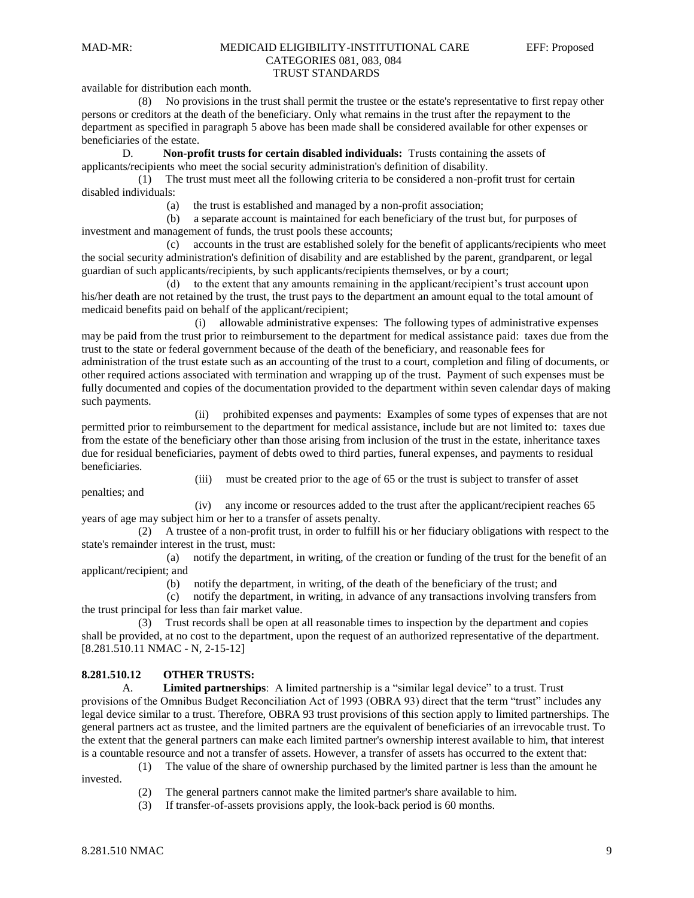available for distribution each month.

(8) No provisions in the trust shall permit the trustee or the estate's representative to first repay other persons or creditors at the death of the beneficiary. Only what remains in the trust after the repayment to the department as specified in paragraph 5 above has been made shall be considered available for other expenses or beneficiaries of the estate.

D. **Non-profit trusts for certain disabled individuals:** Trusts containing the assets of applicants/recipients who meet the social security administration's definition of disability.

(1) The trust must meet all the following criteria to be considered a non-profit trust for certain disabled individuals:

(a) the trust is established and managed by a non-profit association;

(b) a separate account is maintained for each beneficiary of the trust but, for purposes of investment and management of funds, the trust pools these accounts;

(c) accounts in the trust are established solely for the benefit of applicants/recipients who meet the social security administration's definition of disability and are established by the parent, grandparent, or legal guardian of such applicants/recipients, by such applicants/recipients themselves, or by a court;

(d) to the extent that any amounts remaining in the applicant/recipient's trust account upon his/her death are not retained by the trust, the trust pays to the department an amount equal to the total amount of medicaid benefits paid on behalf of the applicant/recipient;

(i) allowable administrative expenses: The following types of administrative expenses may be paid from the trust prior to reimbursement to the department for medical assistance paid: taxes due from the trust to the state or federal government because of the death of the beneficiary, and reasonable fees for administration of the trust estate such as an accounting of the trust to a court, completion and filing of documents, or other required actions associated with termination and wrapping up of the trust. Payment of such expenses must be fully documented and copies of the documentation provided to the department within seven calendar days of making such payments.

(ii) prohibited expenses and payments: Examples of some types of expenses that are not permitted prior to reimbursement to the department for medical assistance, include but are not limited to: taxes due from the estate of the beneficiary other than those arising from inclusion of the trust in the estate, inheritance taxes due for residual beneficiaries, payment of debts owed to third parties, funeral expenses, and payments to residual beneficiaries.

(iii) must be created prior to the age of 65 or the trust is subject to transfer of asset penalties; and

(iv) any income or resources added to the trust after the applicant/recipient reaches 65 years of age may subject him or her to a transfer of assets penalty.

(2) A trustee of a non-profit trust, in order to fulfill his or her fiduciary obligations with respect to the state's remainder interest in the trust, must:

(a) notify the department, in writing, of the creation or funding of the trust for the benefit of an applicant/recipient; and

(b) notify the department, in writing, of the death of the beneficiary of the trust; and

(c) notify the department, in writing, in advance of any transactions involving transfers from the trust principal for less than fair market value.

(3) Trust records shall be open at all reasonable times to inspection by the department and copies shall be provided, at no cost to the department, upon the request of an authorized representative of the department.
[8.281.510.11 NMAC - N, 2-15-12]

**8.281.510.12 OTHER TRUSTS:**

A. **Limited partnerships**: A limited partnership is a "similar legal device" to a trust. Trust provisions of the Omnibus Budget Reconciliation Act of 1993 (OBRA 93) direct that the term "trust" includes any legal device similar to a trust. Therefore, OBRA 93 trust provisions of this section apply to limited partnerships. The general partners act as trustee, and the limited partners are the equivalent of beneficiaries of an irrevocable trust. To the extent that the general partners can make each limited partner's ownership interest available to him, that interest is a countable resource and not a transfer of assets. However, a transfer of assets has occurred to the extent that:

(1) The value of the share of ownership purchased by the limited partner is less than the amount he invested.

(2) The general partners cannot make the limited partner's share available to him.

(3) If transfer-of-assets provisions apply, the look-back period is 60 months.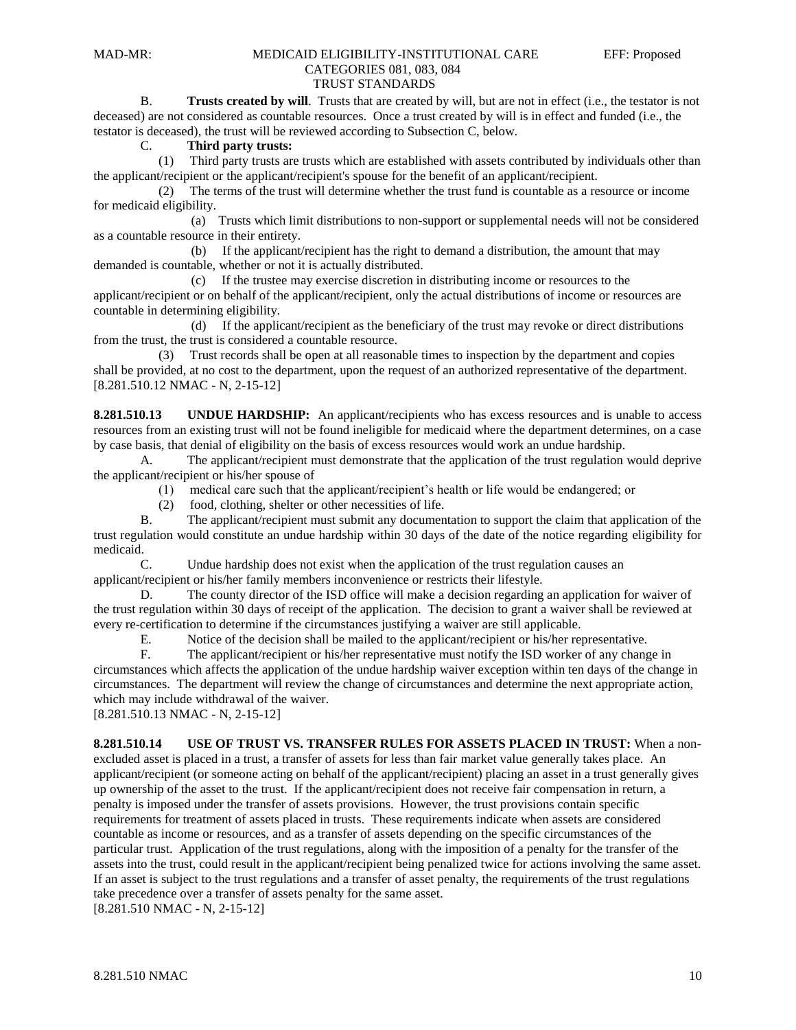B. **Trusts created by will**. Trusts that are created by will, but are not in effect (i.e., the testator is not deceased) are not considered as countable resources. Once a trust created by will is in effect and funded (i.e., the testator is deceased), the trust will be reviewed according to Subsection C, below.

C. **Third party trusts:**

(1) Third party trusts are trusts which are established with assets contributed by individuals other than the applicant/recipient or the applicant/recipient's spouse for the benefit of an applicant/recipient.

(2) The terms of the trust will determine whether the trust fund is countable as a resource or income for medicaid eligibility.

(a) Trusts which limit distributions to non-support or supplemental needs will not be considered as a countable resource in their entirety.

(b) If the applicant/recipient has the right to demand a distribution, the amount that may demanded is countable, whether or not it is actually distributed.

(c) If the trustee may exercise discretion in distributing income or resources to the applicant/recipient or on behalf of the applicant/recipient, only the actual distributions of income or resources are countable in determining eligibility.

(d) If the applicant/recipient as the beneficiary of the trust may revoke or direct distributions from the trust, the trust is considered a countable resource.

(3) Trust records shall be open at all reasonable times to inspection by the department and copies shall be provided, at no cost to the department, upon the request of an authorized representative of the department.

[8.281.510.12 NMAC - N, 2-15-12]

**8.281.510.13 UNDUE HARDSHIP:** An applicant/recipients who has excess resources and is unable to access resources from an existing trust will not be found ineligible for medicaid where the department determines, on a case by case basis, that denial of eligibility on the basis of excess resources would work an undue hardship.

A. The applicant/recipient must demonstrate that the application of the trust regulation would deprive the applicant/recipient or his/her spouse of

(1) medical care such that the applicant/recipient's health or life would be endangered; or

(2) food, clothing, shelter or other necessities of life.

B. The applicant/recipient must submit any documentation to support the claim that application of the trust regulation would constitute an undue hardship within 30 days of the date of the notice regarding eligibility for medicaid.

C. Undue hardship does not exist when the application of the trust regulation causes an applicant/recipient or his/her family members inconvenience or restricts their lifestyle.

D. The county director of the ISD office will make a decision regarding an application for waiver of the trust regulation within 30 days of receipt of the application. The decision to grant a waiver shall be reviewed at every re-certification to determine if the circumstances justifying a waiver are still applicable.

E. Notice of the decision shall be mailed to the applicant/recipient or his/her representative.

F. The applicant/recipient or his/her representative must notify the ISD worker of any change in circumstances which affects the application of the undue hardship waiver exception within ten days of the change in circumstances. The department will review the change of circumstances and determine the next appropriate action, which may include withdrawal of the waiver.

[8.281.510.13 NMAC - N, 2-15-12]

**8.281.510.14 USE OF TRUST VS. TRANSFER RULES FOR ASSETS PLACED IN TRUST:** When a non-excluded asset is placed in a trust, a transfer of assets for less than fair market value generally takes place. An applicant/recipient (or someone acting on behalf of the applicant/recipient) placing an asset in a trust generally gives up ownership of the asset to the trust. If the applicant/recipient does not receive fair compensation in return, a penalty is imposed under the transfer of assets provisions. However, the trust provisions contain specific requirements for treatment of assets placed in trusts. These requirements indicate when assets are considered countable as income or resources, and as a transfer of assets depending on the specific circumstances of the particular trust. Application of the trust regulations, along with the imposition of a penalty for the transfer of the assets into the trust, could result in the applicant/recipient being penalized twice for actions involving the same asset. If an asset is subject to the trust regulations and a transfer of asset penalty, the requirements of the trust regulations take precedence over a transfer of assets penalty for the same asset.

[8.281.510 NMAC - N, 2-15-12]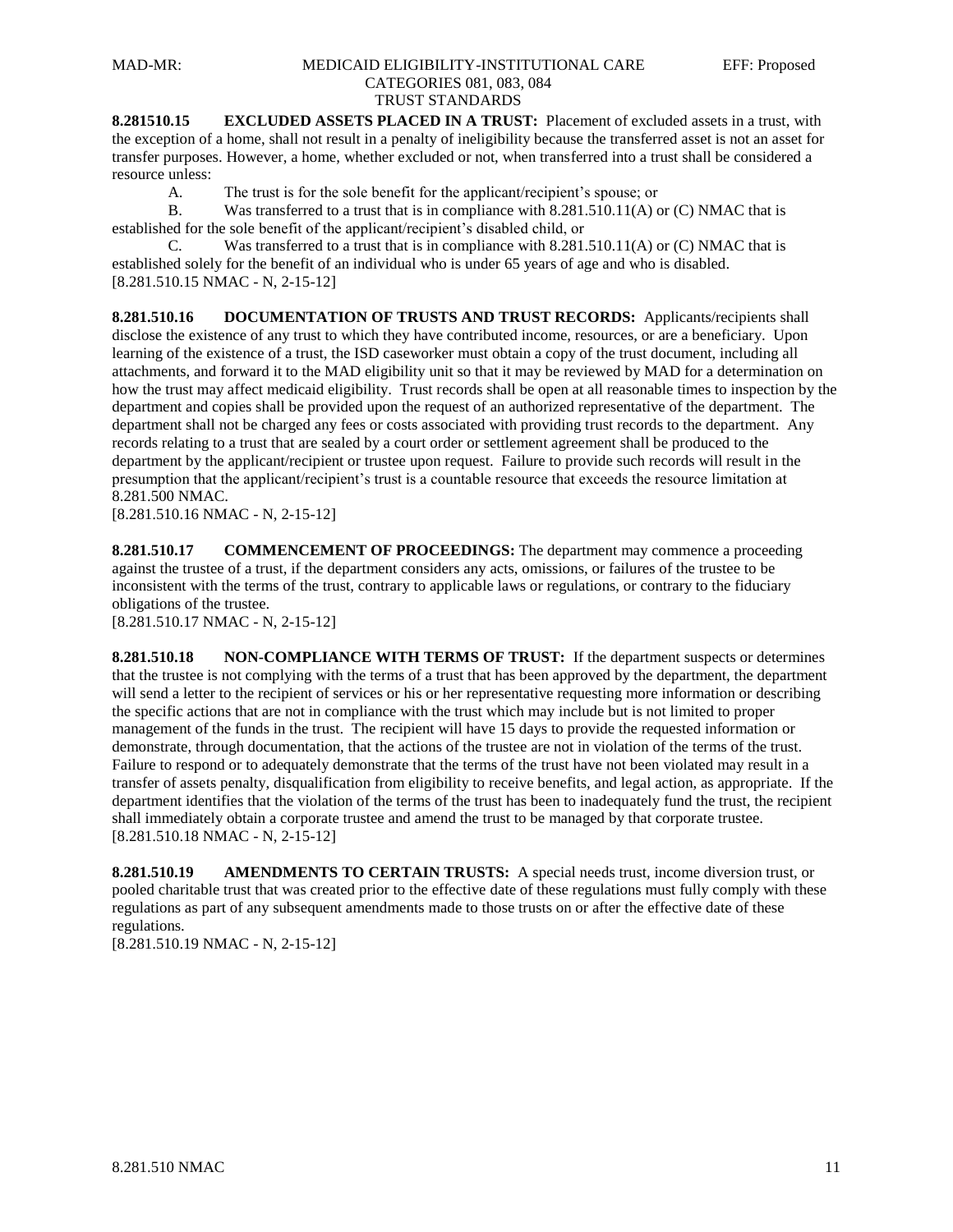**8.281510.15 EXCLUDED ASSETS PLACED IN A TRUST:** Placement of excluded assets in a trust, with the exception of a home, shall not result in a penalty of ineligibility because the transferred asset is not an asset for transfer purposes. However, a home, whether excluded or not, when transferred into a trust shall be considered a resource unless:

A. The trust is for the sole benefit for the applicant/recipient's spouse; or

B. Was transferred to a trust that is in compliance with 8.281.510.11(A) or (C) NMAC that is established for the sole benefit of the applicant/recipient's disabled child, or

C. Was transferred to a trust that is in compliance with 8.281.510.11(A) or (C) NMAC that is established solely for the benefit of an individual who is under 65 years of age and who is disabled.

[8.281.510.15 NMAC - N, 2-15-12]

**8.281.510.16 DOCUMENTATION OF TRUSTS AND TRUST RECORDS:** Applicants/recipients shall disclose the existence of any trust to which they have contributed income, resources, or are a beneficiary. Upon learning of the existence of a trust, the ISD caseworker must obtain a copy of the trust document, including all attachments, and forward it to the MAD eligibility unit so that it may be reviewed by MAD for a determination on how the trust may affect medicaid eligibility. Trust records shall be open at all reasonable times to inspection by the department and copies shall be provided upon the request of an authorized representative of the department. The department shall not be charged any fees or costs associated with providing trust records to the department. Any records relating to a trust that are sealed by a court order or settlement agreement shall be produced to the department by the applicant/recipient or trustee upon request. Failure to provide such records will result in the presumption that the applicant/recipient's trust is a countable resource that exceeds the resource limitation at 8.281.500 NMAC.

[8.281.510.16 NMAC - N, 2-15-12]

**8.281.510.17 COMMENCEMENT OF PROCEEDINGS:** The department may commence a proceeding against the trustee of a trust, if the department considers any acts, omissions, or failures of the trustee to be inconsistent with the terms of the trust, contrary to applicable laws or regulations, or contrary to the fiduciary obligations of the trustee.

[8.281.510.17 NMAC - N, 2-15-12]

**8.281.510.18 NON-COMPLIANCE WITH TERMS OF TRUST:** If the department suspects or determines that the trustee is not complying with the terms of a trust that has been approved by the department, the department will send a letter to the recipient of services or his or her representative requesting more information or describing the specific actions that are not in compliance with the trust which may include but is not limited to proper management of the funds in the trust. The recipient will have 15 days to provide the requested information or demonstrate, through documentation, that the actions of the trustee are not in violation of the terms of the trust. Failure to respond or to adequately demonstrate that the terms of the trust have not been violated may result in a transfer of assets penalty, disqualification from eligibility to receive benefits, and legal action, as appropriate. If the department identifies that the violation of the terms of the trust has been to inadequately fund the trust, the recipient shall immediately obtain a corporate trustee and amend the trust to be managed by that corporate trustee.

[8.281.510.18 NMAC - N, 2-15-12]

**8.281.510.19 AMENDMENTS TO CERTAIN TRUSTS:** A special needs trust, income diversion trust, or pooled charitable trust that was created prior to the effective date of these regulations must fully comply with these regulations as part of any subsequent amendments made to those trusts on or after the effective date of these regulations.

[8.281.510.19 NMAC - N, 2-15-12]